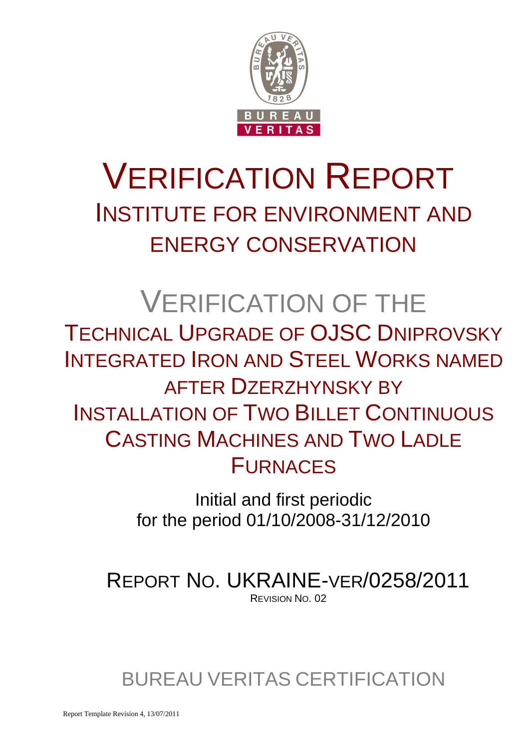# VERIFICATION REPORT

## INSTITUTE FOR ENVIRONMENT AND ENERGY CONSERVATION

# VERIFICATION OF THE

## TECHNICAL UPGRADE OF OJSC DNIPROVSKY INTEGRATED IRON AND STEEL WORKS NAMED AFTER DZERZHYNSKY BY INSTALLATION OF TWO BILLET CONTINUOUS CASTING MACHINES AND TWO LADLE FURNACES

Initial and first periodic
for the period 01/10/2008-31/12/2010

## REPORT NO. UKRAINE-VER/0258/2011

REVISION NO. 02

BUREAU VERITAS CERTIFICATION

Report Template Revision 4, 13/07/2011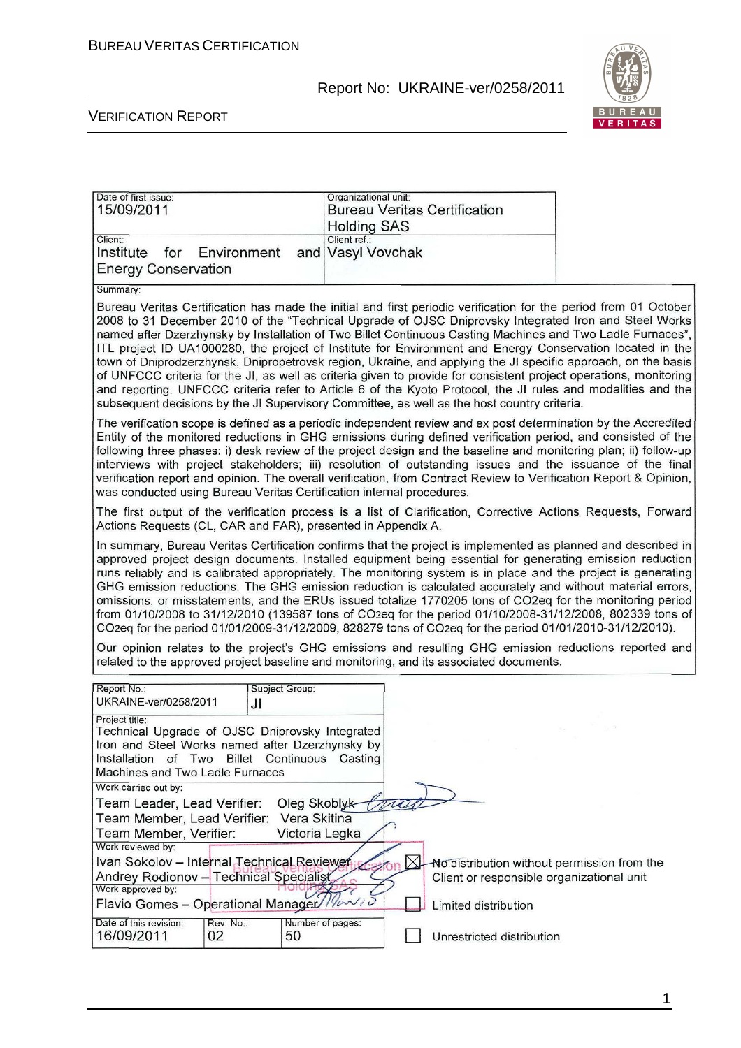| Date of first issue: 15/09/2011 | Organizational unit: Bureau Veritas Certification Holding SAS |
|---|---|
| Client: Institute for Environment and Energy Conservation | Client ref.: Vasyl Vovchak |

Summary:

Bureau Veritas Certification has made the initial and first periodic verification for the period from 01 October 2008 to 31 December 2010 of the "Technical Upgrade of OJSC Dniprovsky Integrated Iron and Steel Works named after Dzerzhynsky by Installation of Two Billet Continuous Casting Machines and Two Ladle Furnaces", ITL project ID UA1000280, the project of Institute for Environment and Energy Conservation located in the town of Dniprodzerzhynsk, Dnipropetrovsk region, Ukraine, and applying the JI specific approach, on the basis of UNFCCC criteria for the JI, as well as criteria given to provide for consistent project operations, monitoring and reporting. UNFCCC criteria refer to Article 6 of the Kyoto Protocol, the JI rules and modalities and the subsequent decisions by the JI Supervisory Committee, as well as the host country criteria.

The verification scope is defined as a periodic independent review and ex post determination by the Accredited Entity of the monitored reductions in GHG emissions during defined verification period, and consisted of the following three phases: i) desk review of the project design and the baseline and monitoring plan; ii) follow-up interviews with project stakeholders; iii) resolution of outstanding issues and the issuance of the final verification report and opinion. The overall verification, from Contract Review to Verification Report & Opinion, was conducted using Bureau Veritas Certification internal procedures.

The first output of the verification process is a list of Clarification, Corrective Actions Requests, Forward Actions Requests (CL, CAR and FAR), presented in Appendix A.

In summary, Bureau Veritas Certification confirms that the project is implemented as planned and described in approved project design documents. Installed equipment being essential for generating emission reduction runs reliably and is calibrated appropriately. The monitoring system is in place and the project is generating GHG emission reductions. The GHG emission reduction is calculated accurately and without material errors, omissions, or misstatements, and the ERUs issued totalize 1770205 tons of $CO_2eq$ for the monitoring period from 01/10/2008 to 31/12/2010 (139587 tons of $CO_2eq$ for the period 01/10/2008-31/12/2008, 802339 tons of $CO_2eq$ for the period 01/01/2009-31/12/2009, 828279 tons of $CO_2eq$ for the period 01/01/2010-31/12/2010).

Our opinion relates to the project's GHG emissions and resulting GHG emission reductions reported and related to the approved project baseline and monitoring, and its associated documents.

| Report No.: UKRAINE-ver/0258/2011 | Subject Group: JI | |
|---|---|---|
| Project title: Technical Upgrade of OJSC Dniprovsky Integrated Iron and Steel Works named after Dzerzhynsky by Installation of Two Billet Continuous Casting Machines and Two Ladle Furnaces | | |

Work carried out by:
Team Leader, Lead Verifier: Oleg Skoblyk
Team Member, Lead Verifier: Vera Skitina
Team Member, Verifier: Victoria Legka

Work reviewed by:
Ivan Sokolov – Internal Technical Reviewer
Andrey Rodionov – Technical Specialist

Work approved by:
Flavio Gomes – Operational Manager

| Date of this revision: | Rev. No.: | Number of pages: |
|---|---|---|
| 16/09/2011 | 02 | 50 |

☒ No distribution without permission from the Client or responsible organizational unit

☐ Limited distribution

☐ Unrestricted distribution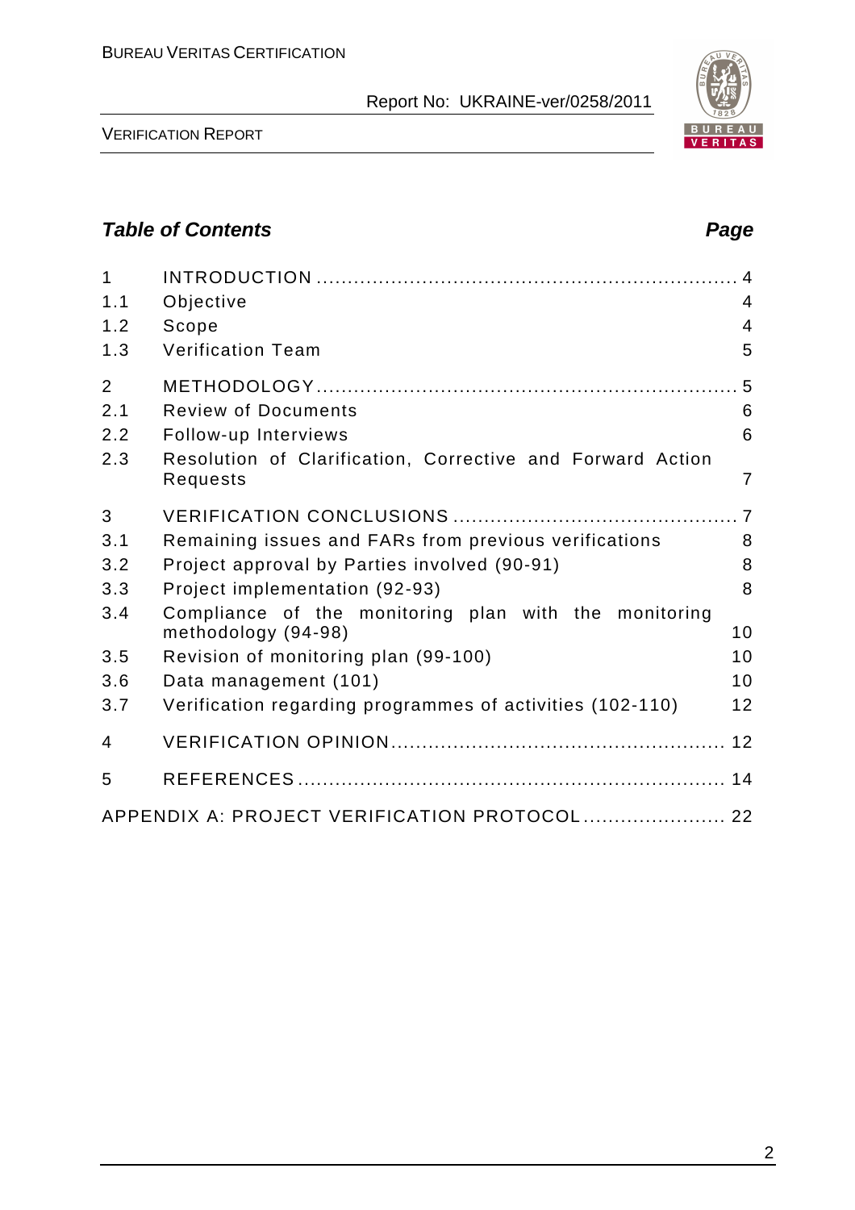## Table of Contents

| | | Page |
|---|---|---|
| 1 | INTRODUCTION | 4 |
| 1.1 | Objective | 4 |
| 1.2 | Scope | 4 |
| 1.3 | Verification Team | 5 |
| 2 | METHODOLOGY | 5 |
| 2.1 | Review of Documents | 6 |
| 2.2 | Follow-up Interviews | 6 |
| 2.3 | Resolution of Clarification, Corrective and Forward Action Requests | 7 |
| 3 | VERIFICATION CONCLUSIONS | 7 |
| 3.1 | Remaining issues and FARs from previous verifications | 8 |
| 3.2 | Project approval by Parties involved (90-91) | 8 |
| 3.3 | Project implementation (92-93) | 8 |
| 3.4 | Compliance of the monitoring plan with the monitoring methodology (94-98) | 10 |
| 3.5 | Revision of monitoring plan (99-100) | 10 |
| 3.6 | Data management (101) | 10 |
| 3.7 | Verification regarding programmes of activities (102-110) | 12 |
| 4 | VERIFICATION OPINION | 12 |
| 5 | REFERENCES | 14 |
| | APPENDIX A: PROJECT VERIFICATION PROTOCOL | 22 |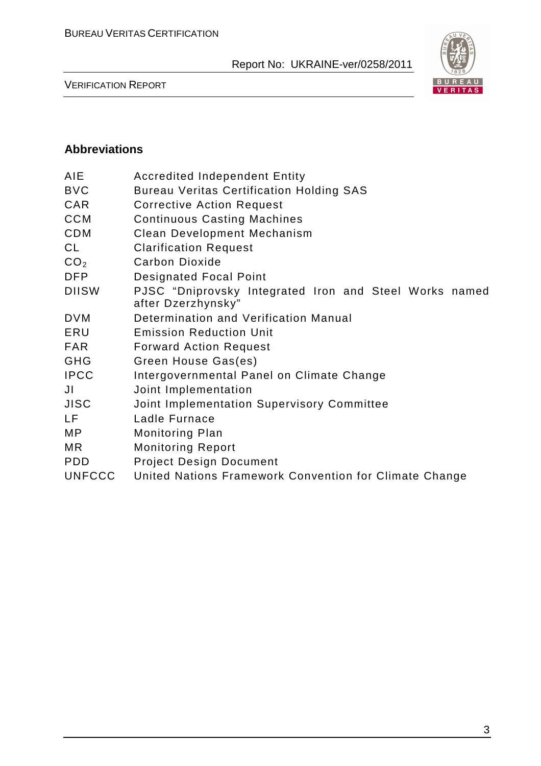## Abbreviations

| | |
|---|---|
| AIE | Accredited Independent Entity |
| BVC | Bureau Veritas Certification Holding SAS |
| CAR | Corrective Action Request |
| CCM | Continuous Casting Machines |
| CDM | Clean Development Mechanism |
| CL | Clarification Request |
| $CO_2$ | Carbon Dioxide |
| DFP | Designated Focal Point |
| DIISW | PJSC "Dniprovsky Integrated Iron and Steel Works named after Dzerzhynsky" |
| DVM | Determination and Verification Manual |
| ERU | Emission Reduction Unit |
| FAR | Forward Action Request |
| GHG | Green House Gas(es) |
| IPCC | Intergovernmental Panel on Climate Change |
| JI | Joint Implementation |
| JISC | Joint Implementation Supervisory Committee |
| LF | Ladle Furnace |
| MP | Monitoring Plan |
| MR | Monitoring Report |
| PDD | Project Design Document |
| UNFCCC | United Nations Framework Convention for Climate Change |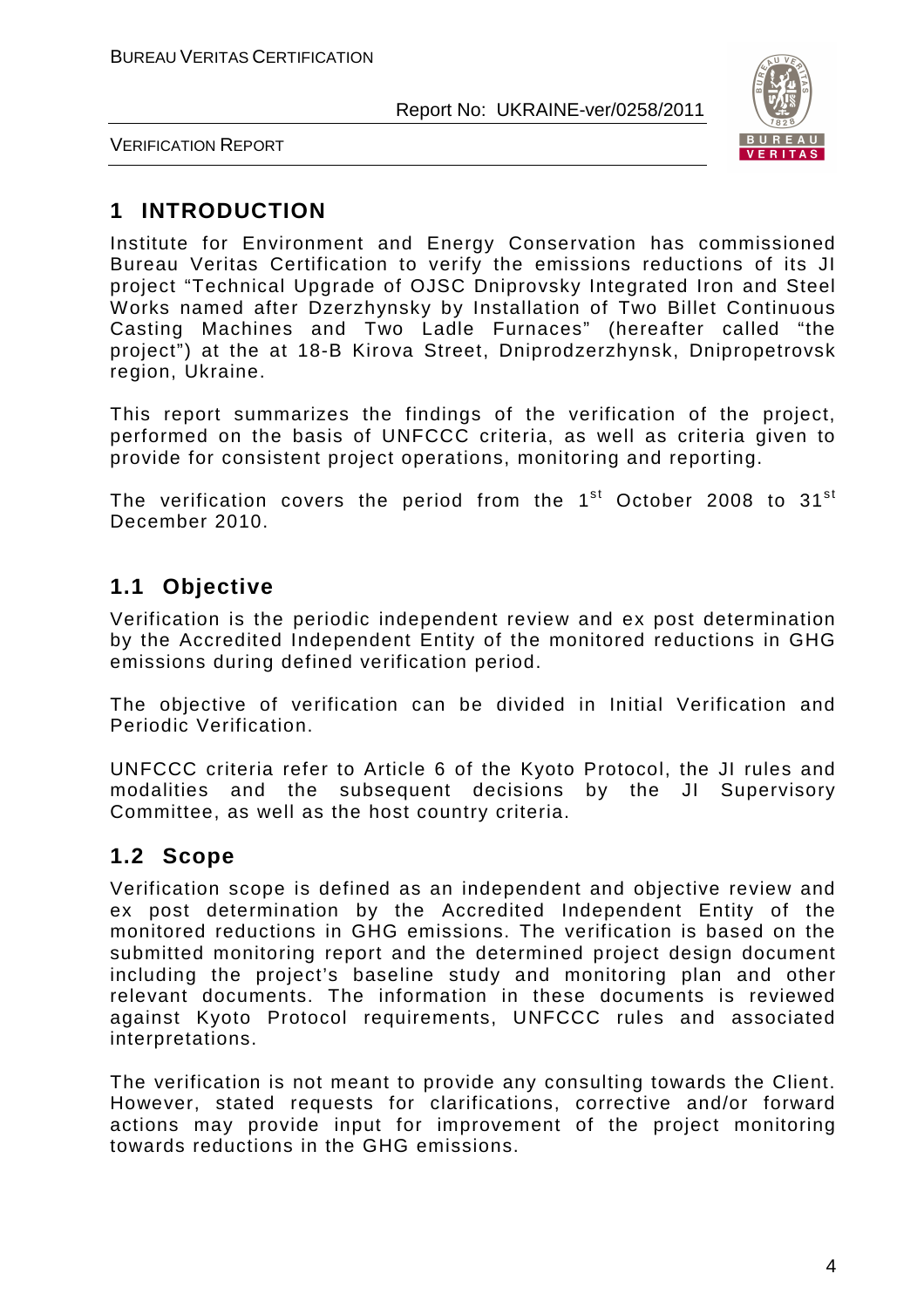# 1 INTRODUCTION

Institute for Environment and Energy Conservation has commissioned Bureau Veritas Certification to verify the emissions reductions of its JI project "Technical Upgrade of OJSC Dniprovsky Integrated Iron and Steel Works named after Dzerzhynsky by Installation of Two Billet Continuous Casting Machines and Two Ladle Furnaces" (hereafter called "the project") at the at 18-B Kirova Street, Dniprodzerzhynsk, Dnipropetrovsk region, Ukraine.

This report summarizes the findings of the verification of the project, performed on the basis of UNFCCC criteria, as well as criteria given to provide for consistent project operations, monitoring and reporting.

The verification covers the period from the 1st October 2008 to 31st December 2010.

## 1.1 Objective

Verification is the periodic independent review and ex post determination by the Accredited Independent Entity of the monitored reductions in GHG emissions during defined verification period.

The objective of verification can be divided in Initial Verification and Periodic Verification.

UNFCCC criteria refer to Article 6 of the Kyoto Protocol, the JI rules and modalities and the subsequent decisions by the JI Supervisory Committee, as well as the host country criteria.

## 1.2 Scope

Verification scope is defined as an independent and objective review and ex post determination by the Accredited Independent Entity of the monitored reductions in GHG emissions. The verification is based on the submitted monitoring report and the determined project design document including the project's baseline study and monitoring plan and other relevant documents. The information in these documents is reviewed against Kyoto Protocol requirements, UNFCCC rules and associated interpretations.

The verification is not meant to provide any consulting towards the Client. However, stated requests for clarifications, corrective and/or forward actions may provide input for improvement of the project monitoring towards reductions in the GHG emissions.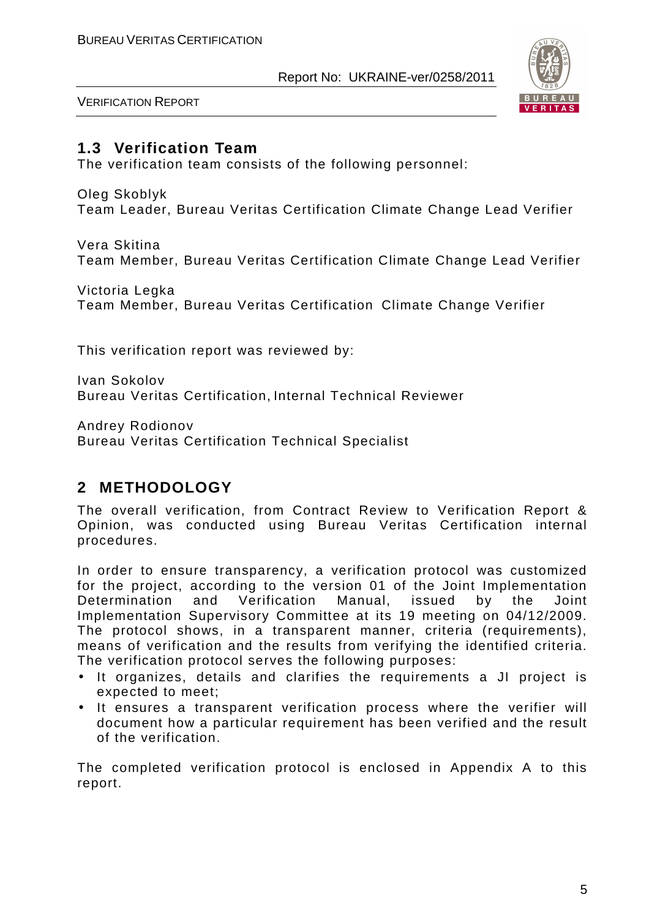## 1.3 Verification Team

The verification team consists of the following personnel:

Oleg Skoblyk
Team Leader, Bureau Veritas Certification Climate Change Lead Verifier

Vera Skitina
Team Member, Bureau Veritas Certification Climate Change Lead Verifier

Victoria Legka
Team Member, Bureau Veritas Certification Climate Change Verifier

This verification report was reviewed by:

Ivan Sokolov
Bureau Veritas Certification, Internal Technical Reviewer

Andrey Rodionov
Bureau Veritas Certification Technical Specialist

# 2 METHODOLOGY

The overall verification, from Contract Review to Verification Report & Opinion, was conducted using Bureau Veritas Certification internal procedures.

In order to ensure transparency, a verification protocol was customized for the project, according to the version 01 of the Joint Implementation Determination and Verification Manual, issued by the Joint Implementation Supervisory Committee at its 19 meeting on 04/12/2009. The protocol shows, in a transparent manner, criteria (requirements), means of verification and the results from verifying the identified criteria. The verification protocol serves the following purposes:

- It organizes, details and clarifies the requirements a JI project is expected to meet;
- It ensures a transparent verification process where the verifier will document how a particular requirement has been verified and the result of the verification.

The completed verification protocol is enclosed in Appendix A to this report.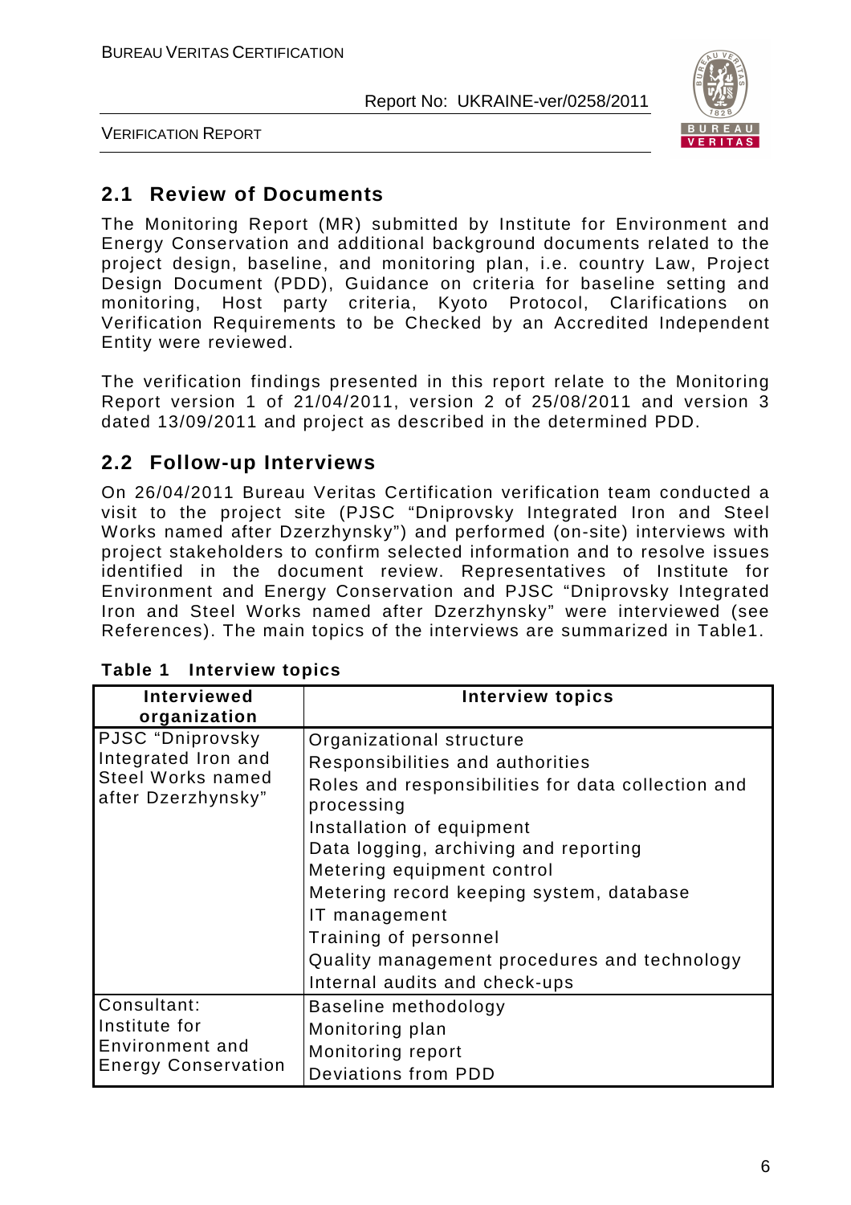## 2.1 Review of Documents

The Monitoring Report (MR) submitted by Institute for Environment and Energy Conservation and additional background documents related to the project design, baseline, and monitoring plan, i.e. country Law, Project Design Document (PDD), Guidance on criteria for baseline setting and monitoring, Host party criteria, Kyoto Protocol, Clarifications on Verification Requirements to be Checked by an Accredited Independent Entity were reviewed.

The verification findings presented in this report relate to the Monitoring Report version 1 of 21/04/2011, version 2 of 25/08/2011 and version 3 dated 13/09/2011 and project as described in the determined PDD.

## 2.2 Follow-up Interviews

On 26/04/2011 Bureau Veritas Certification verification team conducted a visit to the project site (PJSC "Dniprovsky Integrated Iron and Steel Works named after Dzerzhynsky") and performed (on-site) interviews with project stakeholders to confirm selected information and to resolve issues identified in the document review. Representatives of Institute for Environment and Energy Conservation and PJSC "Dniprovsky Integrated Iron and Steel Works named after Dzerzhynsky" were interviewed (see References). The main topics of the interviews are summarized in Table1.

**Table 1 Interview topics**

| Interviewed organization | Interview topics |
|---|---|
| PJSC "Dniprovsky Integrated Iron and Steel Works named after Dzerzhynsky" | Organizational structure<br>Responsibilities and authorities<br>Roles and responsibilities for data collection and processing<br>Installation of equipment<br>Data logging, archiving and reporting<br>Metering equipment control<br>Metering record keeping system, database<br>IT management<br>Training of personnel<br>Quality management procedures and technology<br>Internal audits and check-ups |
| Consultant: Institute for Environment and Energy Conservation | Baseline methodology<br>Monitoring plan<br>Monitoring report<br>Deviations from PDD |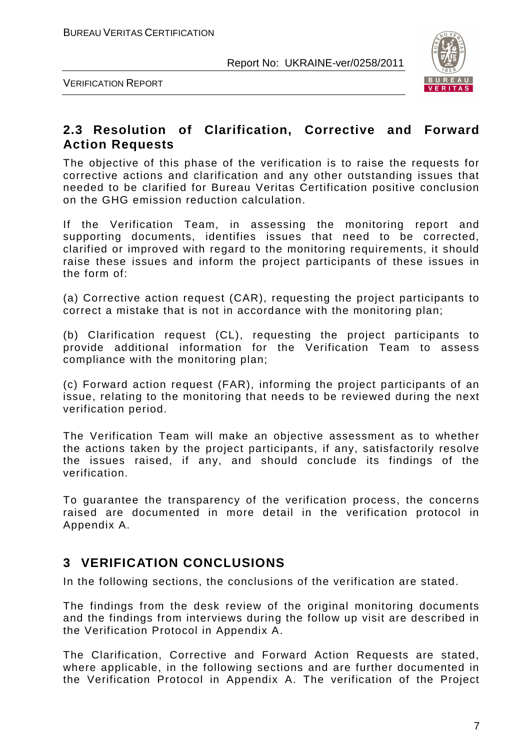## 2.3 Resolution of Clarification, Corrective and Forward Action Requests

The objective of this phase of the verification is to raise the requests for corrective actions and clarification and any other outstanding issues that needed to be clarified for Bureau Veritas Certification positive conclusion on the GHG emission reduction calculation.

If the Verification Team, in assessing the monitoring report and supporting documents, identifies issues that need to be corrected, clarified or improved with regard to the monitoring requirements, it should raise these issues and inform the project participants of these issues in the form of:

(a) Corrective action request (CAR), requesting the project participants to correct a mistake that is not in accordance with the monitoring plan;

(b) Clarification request (CL), requesting the project participants to provide additional information for the Verification Team to assess compliance with the monitoring plan;

(c) Forward action request (FAR), informing the project participants of an issue, relating to the monitoring that needs to be reviewed during the next verification period.

The Verification Team will make an objective assessment as to whether the actions taken by the project participants, if any, satisfactorily resolve the issues raised, if any, and should conclude its findings of the verification.

To guarantee the transparency of the verification process, the concerns raised are documented in more detail in the verification protocol in Appendix A.

# 3 VERIFICATION CONCLUSIONS

In the following sections, the conclusions of the verification are stated.

The findings from the desk review of the original monitoring documents and the findings from interviews during the follow up visit are described in the Verification Protocol in Appendix A.

The Clarification, Corrective and Forward Action Requests are stated, where applicable, in the following sections and are further documented in the Verification Protocol in Appendix A. The verification of the Project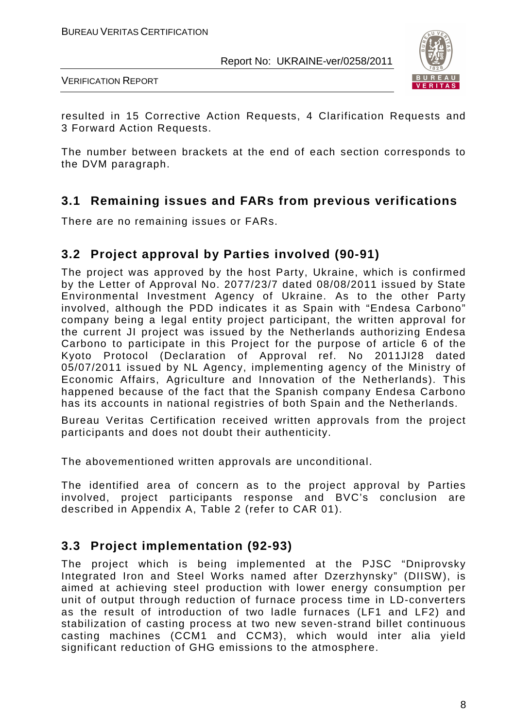resulted in 15 Corrective Action Requests, 4 Clarification Requests and 3 Forward Action Requests.

The number between brackets at the end of each section corresponds to the DVM paragraph.

## 3.1 Remaining issues and FARs from previous verifications

There are no remaining issues or FARs.

## 3.2 Project approval by Parties involved (90-91)

The project was approved by the host Party, Ukraine, which is confirmed by the Letter of Approval No. 2077/23/7 dated 08/08/2011 issued by State Environmental Investment Agency of Ukraine. As to the other Party involved, although the PDD indicates it as Spain with "Endesa Carbono" company being a legal entity project participant, the written approval for the current JI project was issued by the Netherlands authorizing Endesa Carbono to participate in this Project for the purpose of article 6 of the Kyoto Protocol (Declaration of Approval ref. No 2011JI28 dated 05/07/2011 issued by NL Agency, implementing agency of the Ministry of Economic Affairs, Agriculture and Innovation of the Netherlands). This happened because of the fact that the Spanish company Endesa Carbono has its accounts in national registries of both Spain and the Netherlands.

Bureau Veritas Certification received written approvals from the project participants and does not doubt their authenticity.

The abovementioned written approvals are unconditional.

The identified area of concern as to the project approval by Parties involved, project participants response and BVC's conclusion are described in Appendix A, Table 2 (refer to CAR 01).

## 3.3 Project implementation (92-93)

The project which is being implemented at the PJSC "Dniprovsky Integrated Iron and Steel Works named after Dzerzhynsky" (DIISW), is aimed at achieving steel production with lower energy consumption per unit of output through reduction of furnace process time in LD-converters as the result of introduction of two ladle furnaces (LF1 and LF2) and stabilization of casting process at two new seven-strand billet continuous casting machines (CCM1 and CCM3), which would inter alia yield significant reduction of GHG emissions to the atmosphere.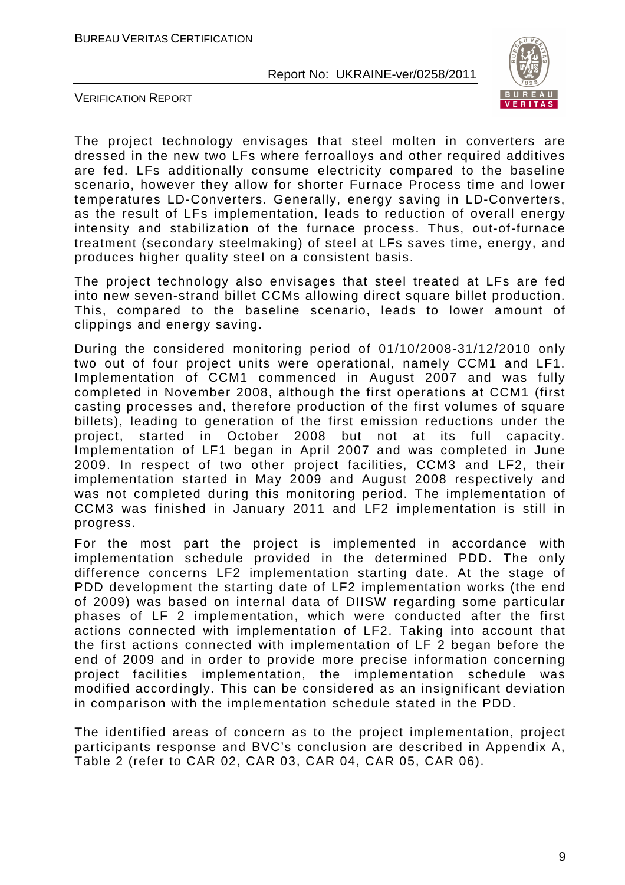The project technology envisages that steel molten in converters are dressed in the new two LFs where ferroalloys and other required additives are fed. LFs additionally consume electricity compared to the baseline scenario, however they allow for shorter Furnace Process time and lower temperatures LD-Converters. Generally, energy saving in LD-Converters, as the result of LFs implementation, leads to reduction of overall energy intensity and stabilization of the furnace process. Thus, out-of-furnace treatment (secondary steelmaking) of steel at LFs saves time, energy, and produces higher quality steel on a consistent basis.

The project technology also envisages that steel treated at LFs are fed into new seven-strand billet CCMs allowing direct square billet production. This, compared to the baseline scenario, leads to lower amount of clippings and energy saving.

During the considered monitoring period of 01/10/2008-31/12/2010 only two out of four project units were operational, namely CCM1 and LF1. Implementation of CCM1 commenced in August 2007 and was fully completed in November 2008, although the first operations at CCM1 (first casting processes and, therefore production of the first volumes of square billets), leading to generation of the first emission reductions under the project, started in October 2008 but not at its full capacity. Implementation of LF1 began in April 2007 and was completed in June 2009. In respect of two other project facilities, CCM3 and LF2, their implementation started in May 2009 and August 2008 respectively and was not completed during this monitoring period. The implementation of CCM3 was finished in January 2011 and LF2 implementation is still in progress.

For the most part the project is implemented in accordance with implementation schedule provided in the determined PDD. The only difference concerns LF2 implementation starting date. At the stage of PDD development the starting date of LF2 implementation works (the end of 2009) was based on internal data of DIISW regarding some particular phases of LF 2 implementation, which were conducted after the first actions connected with implementation of LF2. Taking into account that the first actions connected with implementation of LF 2 began before the end of 2009 and in order to provide more precise information concerning project facilities implementation, the implementation schedule was modified accordingly. This can be considered as an insignificant deviation in comparison with the implementation schedule stated in the PDD.

The identified areas of concern as to the project implementation, project participants response and BVC's conclusion are described in Appendix A, Table 2 (refer to CAR 02, CAR 03, CAR 04, CAR 05, CAR 06).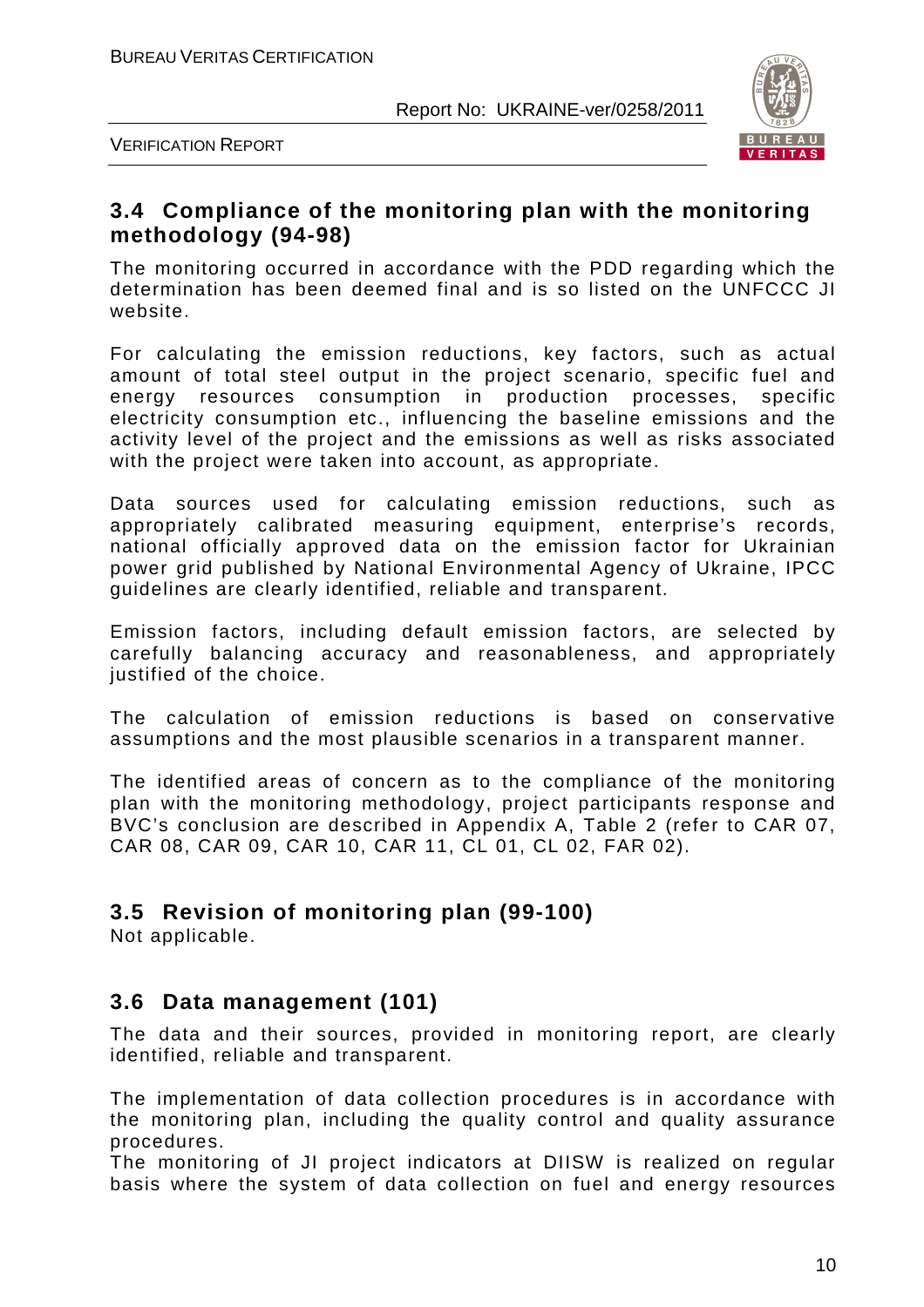## 3.4 Compliance of the monitoring plan with the monitoring methodology (94-98)

The monitoring occurred in accordance with the PDD regarding which the determination has been deemed final and is so listed on the UNFCCC JI website.

For calculating the emission reductions, key factors, such as actual amount of total steel output in the project scenario, specific fuel and energy resources consumption in production processes, specific electricity consumption etc., influencing the baseline emissions and the activity level of the project and the emissions as well as risks associated with the project were taken into account, as appropriate.

Data sources used for calculating emission reductions, such as appropriately calibrated measuring equipment, enterprise's records, national officially approved data on the emission factor for Ukrainian power grid published by National Environmental Agency of Ukraine, IPCC guidelines are clearly identified, reliable and transparent.

Emission factors, including default emission factors, are selected by carefully balancing accuracy and reasonableness, and appropriately justified of the choice.

The calculation of emission reductions is based on conservative assumptions and the most plausible scenarios in a transparent manner.

The identified areas of concern as to the compliance of the monitoring plan with the monitoring methodology, project participants response and BVC's conclusion are described in Appendix A, Table 2 (refer to CAR 07, CAR 08, CAR 09, CAR 10, CAR 11, CL 01, CL 02, FAR 02).

## 3.5 Revision of monitoring plan (99-100)

Not applicable.

## 3.6 Data management (101)

The data and their sources, provided in monitoring report, are clearly identified, reliable and transparent.

The implementation of data collection procedures is in accordance with the monitoring plan, including the quality control and quality assurance procedures.
The monitoring of JI project indicators at DIISW is realized on regular basis where the system of data collection on fuel and energy resources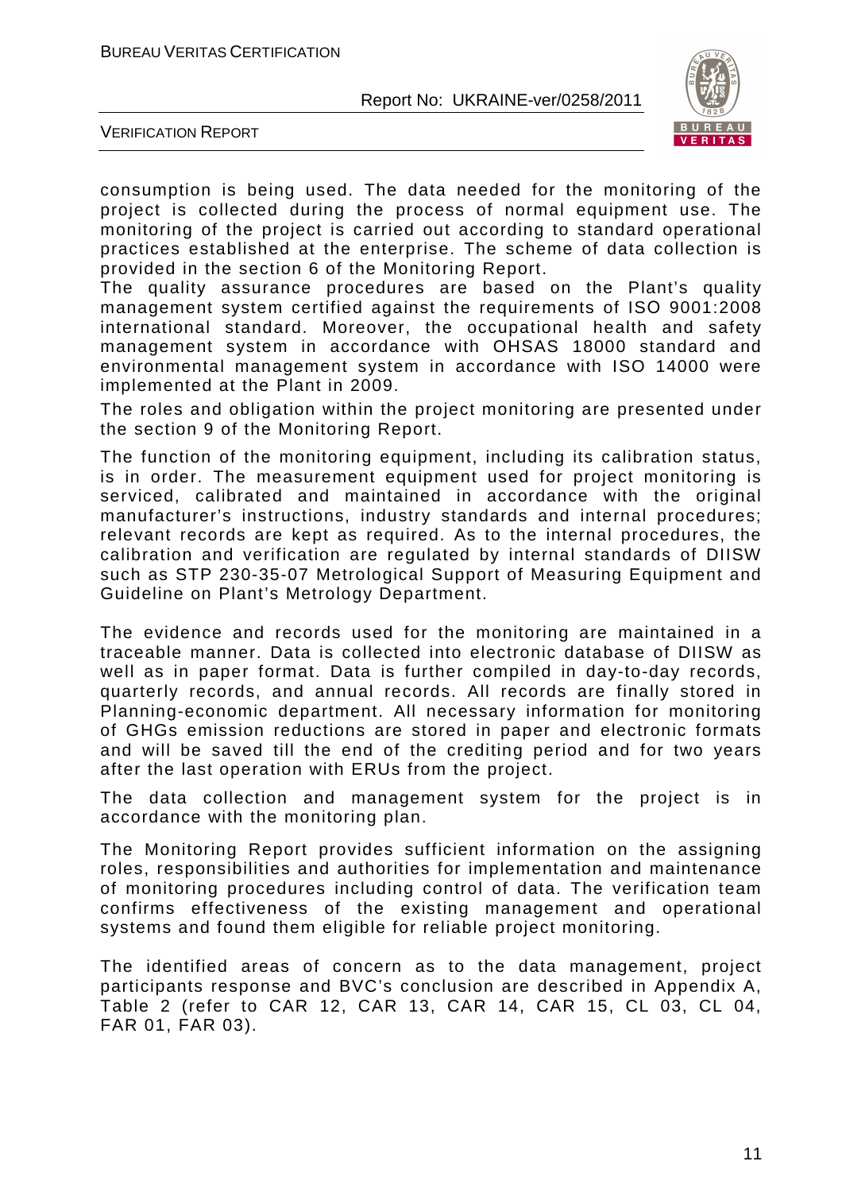consumption is being used. The data needed for the monitoring of the project is collected during the process of normal equipment use. The monitoring of the project is carried out according to standard operational practices established at the enterprise. The scheme of data collection is provided in the section 6 of the Monitoring Report.

The quality assurance procedures are based on the Plant's quality management system certified against the requirements of ISO 9001:2008 international standard. Moreover, the occupational health and safety management system in accordance with OHSAS 18000 standard and environmental management system in accordance with ISO 14000 were implemented at the Plant in 2009.

The roles and obligation within the project monitoring are presented under the section 9 of the Monitoring Report.

The function of the monitoring equipment, including its calibration status, is in order. The measurement equipment used for project monitoring is serviced, calibrated and maintained in accordance with the original manufacturer's instructions, industry standards and internal procedures; relevant records are kept as required. As to the internal procedures, the calibration and verification are regulated by internal standards of DIISW such as STP 230-35-07 Metrological Support of Measuring Equipment and Guideline on Plant's Metrology Department.

The evidence and records used for the monitoring are maintained in a traceable manner. Data is collected into electronic database of DIISW as well as in paper format. Data is further compiled in day-to-day records, quarterly records, and annual records. All records are finally stored in Planning-economic department. All necessary information for monitoring of GHGs emission reductions are stored in paper and electronic formats and will be saved till the end of the crediting period and for two years after the last operation with ERUs from the project.

The data collection and management system for the project is in accordance with the monitoring plan.

The Monitoring Report provides sufficient information on the assigning roles, responsibilities and authorities for implementation and maintenance of monitoring procedures including control of data. The verification team confirms effectiveness of the existing management and operational systems and found them eligible for reliable project monitoring.

The identified areas of concern as to the data management, project participants response and BVC's conclusion are described in Appendix A, Table 2 (refer to CAR 12, CAR 13, CAR 14, CAR 15, CL 03, CL 04, FAR 01, FAR 03).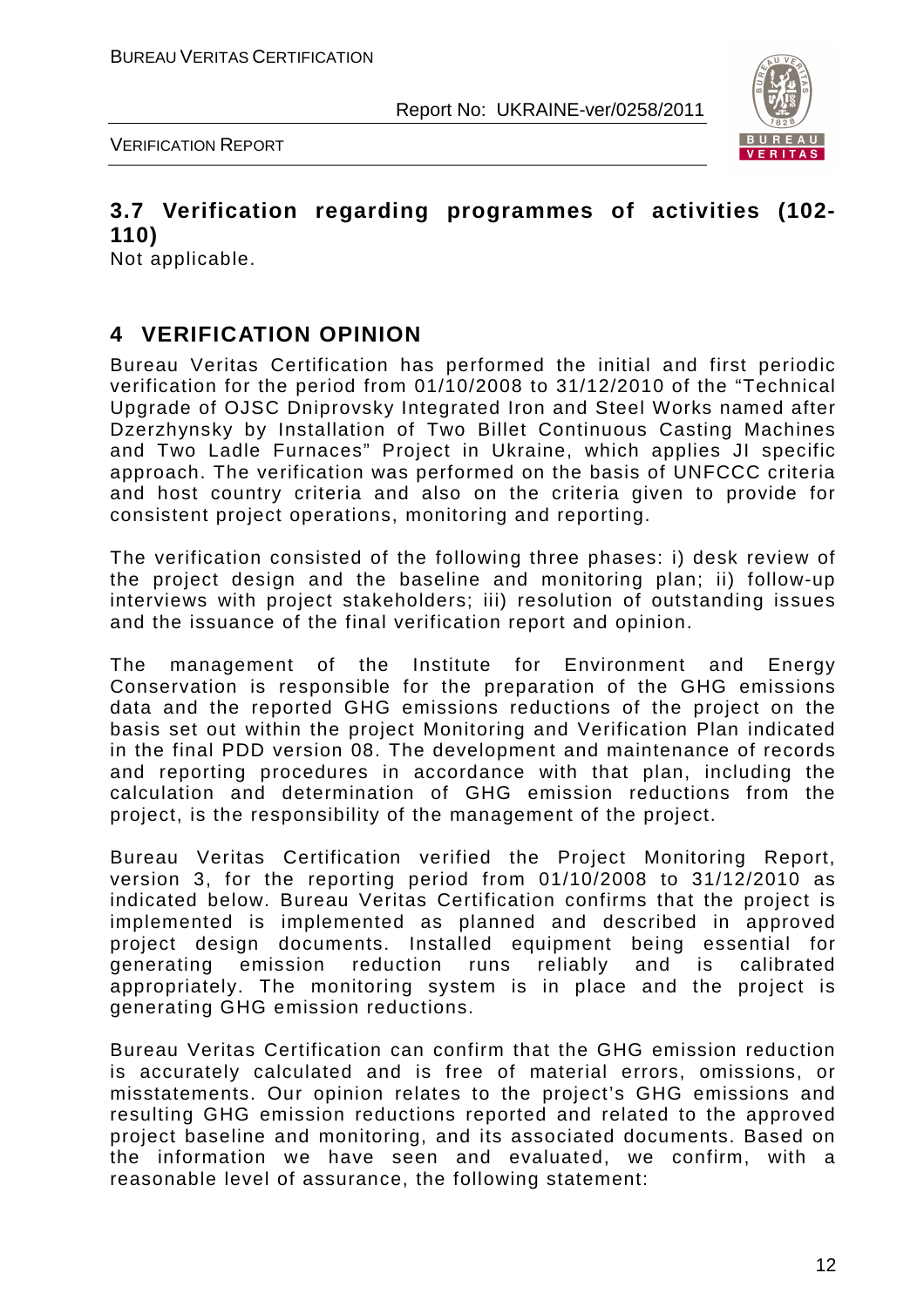## 3.7 Verification regarding programmes of activities (102-110)

Not applicable.

# 4 VERIFICATION OPINION

Bureau Veritas Certification has performed the initial and first periodic verification for the period from 01/10/2008 to 31/12/2010 of the "Technical Upgrade of OJSC Dniprovsky Integrated Iron and Steel Works named after Dzerzhynsky by Installation of Two Billet Continuous Casting Machines and Two Ladle Furnaces" Project in Ukraine, which applies JI specific approach. The verification was performed on the basis of UNFCCC criteria and host country criteria and also on the criteria given to provide for consistent project operations, monitoring and reporting.

The verification consisted of the following three phases: i) desk review of the project design and the baseline and monitoring plan; ii) follow-up interviews with project stakeholders; iii) resolution of outstanding issues and the issuance of the final verification report and opinion.

The management of the Institute for Environment and Energy Conservation is responsible for the preparation of the GHG emissions data and the reported GHG emissions reductions of the project on the basis set out within the project Monitoring and Verification Plan indicated in the final PDD version 08. The development and maintenance of records and reporting procedures in accordance with that plan, including the calculation and determination of GHG emission reductions from the project, is the responsibility of the management of the project.

Bureau Veritas Certification verified the Project Monitoring Report, version 3, for the reporting period from 01/10/2008 to 31/12/2010 as indicated below. Bureau Veritas Certification confirms that the project is implemented is implemented as planned and described in approved project design documents. Installed equipment being essential for generating emission reduction runs reliably and is calibrated appropriately. The monitoring system is in place and the project is generating GHG emission reductions.

Bureau Veritas Certification can confirm that the GHG emission reduction is accurately calculated and is free of material errors, omissions, or misstatements. Our opinion relates to the project's GHG emissions and resulting GHG emission reductions reported and related to the approved project baseline and monitoring, and its associated documents. Based on the information we have seen and evaluated, we confirm, with a reasonable level of assurance, the following statement: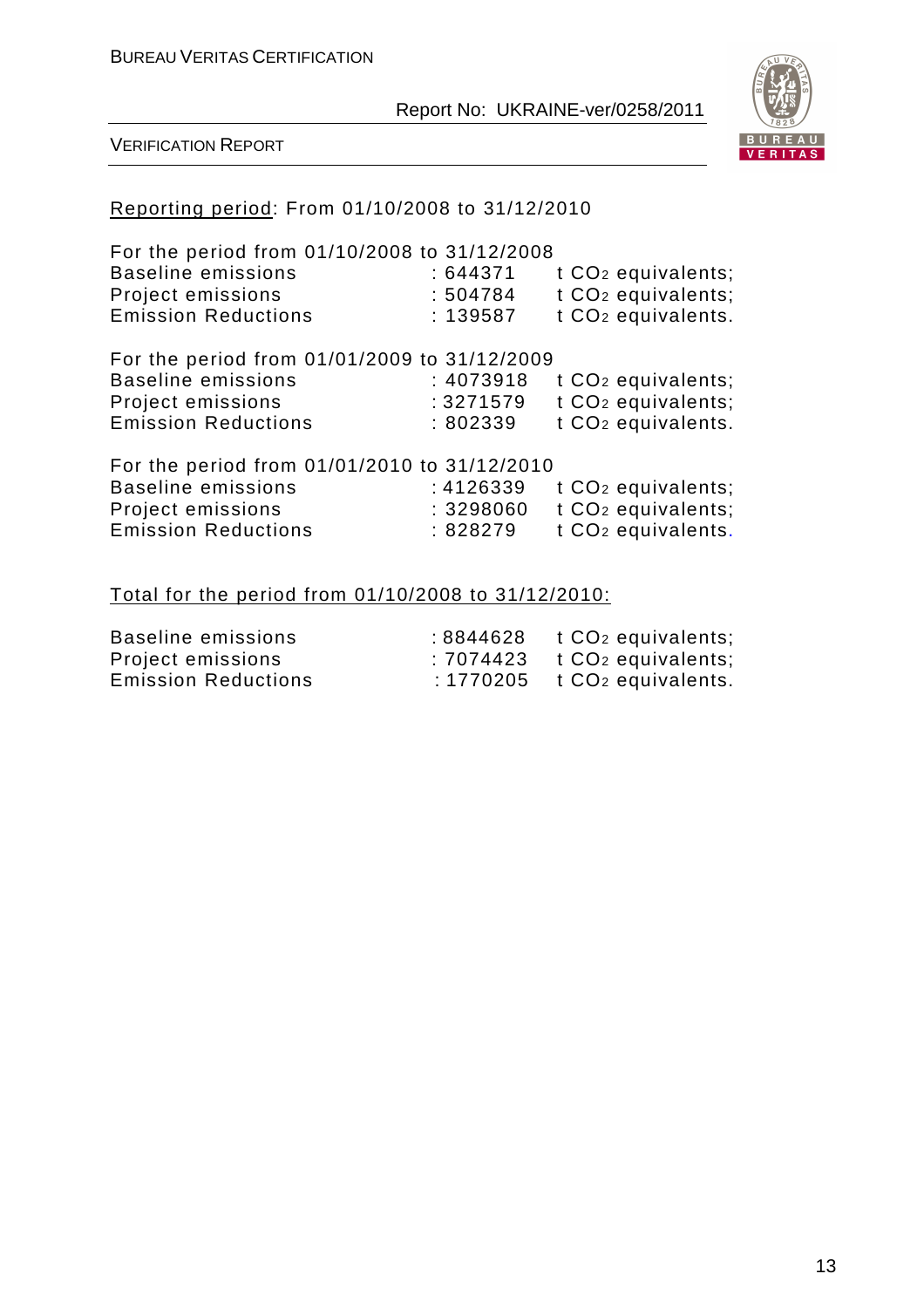<u>Reporting period</u>: From 01/10/2008 to 31/12/2010

For the period from 01/10/2008 to 31/12/2008

| | | |
|---|---|---|
| Baseline emissions | : 644371 | t $CO_2$ equivalents; |
| Project emissions | : 504784 | t $CO_2$ equivalents; |
| Emission Reductions | : 139587 | t $CO_2$ equivalents. |

For the period from 01/01/2009 to 31/12/2009

| | | |
|---|---|---|
| Baseline emissions | : 4073918 | t $CO_2$ equivalents; |
| Project emissions | : 3271579 | t $CO_2$ equivalents; |
| Emission Reductions | : 802339 | t $CO_2$ equivalents. |

For the period from 01/01/2010 to 31/12/2010

| | | |
|---|---|---|
| Baseline emissions | : 4126339 | t $CO_2$ equivalents; |
| Project emissions | : 3298060 | t $CO_2$ equivalents; |
| Emission Reductions | : 828279 | t $CO_2$ equivalents. |

<u>Total for the period from 01/10/2008 to 31/12/2010:</u>

| | | |
|---|---|---|
| Baseline emissions | : 8844628 | t $CO_2$ equivalents; |
| Project emissions | : 7074423 | t $CO_2$ equivalents; |
| Emission Reductions | : 1770205 | t $CO_2$ equivalents. |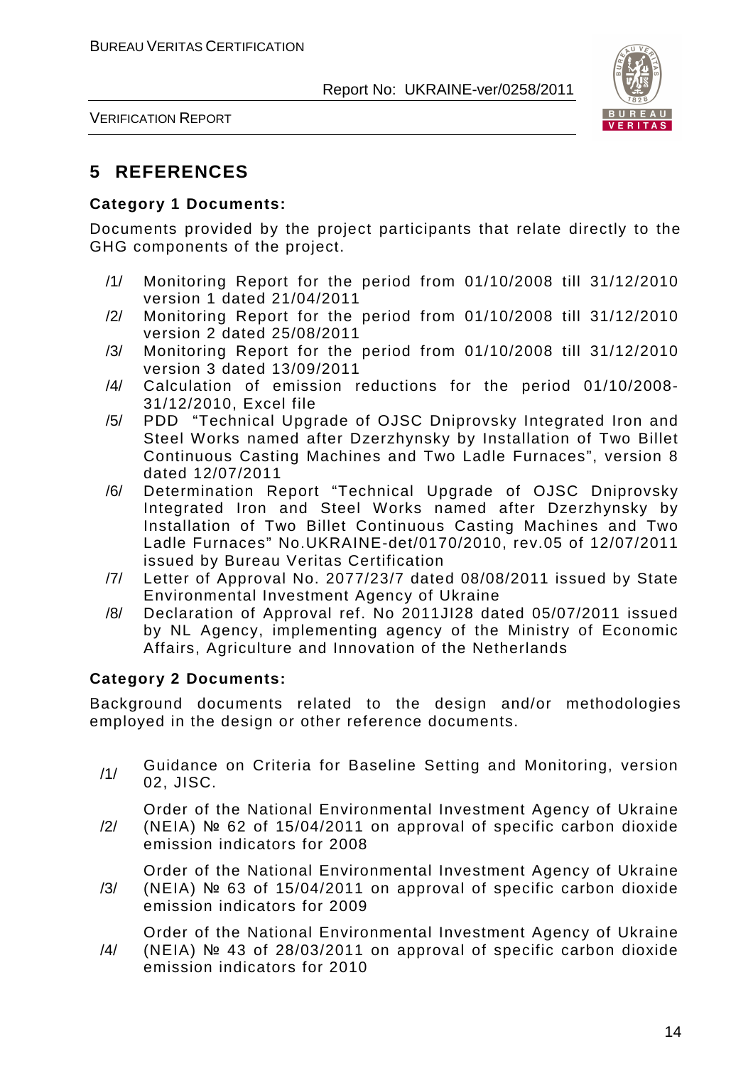# 5 REFERENCES

**Category 1 Documents:**

Documents provided by the project participants that relate directly to the GHG components of the project.

/1/ Monitoring Report for the period from 01/10/2008 till 31/12/2010 version 1 dated 21/04/2011

/2/ Monitoring Report for the period from 01/10/2008 till 31/12/2010 version 2 dated 25/08/2011

/3/ Monitoring Report for the period from 01/10/2008 till 31/12/2010 version 3 dated 13/09/2011

/4/ Calculation of emission reductions for the period 01/10/2008-31/12/2010, Excel file

/5/ PDD "Technical Upgrade of OJSC Dniprovsky Integrated Iron and Steel Works named after Dzerzhynsky by Installation of Two Billet Continuous Casting Machines and Two Ladle Furnaces", version 8 dated 12/07/2011

/6/ Determination Report "Technical Upgrade of OJSC Dniprovsky Integrated Iron and Steel Works named after Dzerzhynsky by Installation of Two Billet Continuous Casting Machines and Two Ladle Furnaces" No.UKRAINE-det/0170/2010, rev.05 of 12/07/2011 issued by Bureau Veritas Certification

/7/ Letter of Approval No. 2077/23/7 dated 08/08/2011 issued by State Environmental Investment Agency of Ukraine

/8/ Declaration of Approval ref. No 2011JI28 dated 05/07/2011 issued by NL Agency, implementing agency of the Ministry of Economic Affairs, Agriculture and Innovation of the Netherlands

**Category 2 Documents:**

Background documents related to the design and/or methodologies employed in the design or other reference documents.

/1/ Guidance on Criteria for Baseline Setting and Monitoring, version 02, JISC.

/2/ Order of the National Environmental Investment Agency of Ukraine (NEIA) № 62 of 15/04/2011 on approval of specific carbon dioxide emission indicators for 2008

/3/ Order of the National Environmental Investment Agency of Ukraine (NEIA) № 63 of 15/04/2011 on approval of specific carbon dioxide emission indicators for 2009

/4/ Order of the National Environmental Investment Agency of Ukraine (NEIA) № 43 of 28/03/2011 on approval of specific carbon dioxide emission indicators for 2010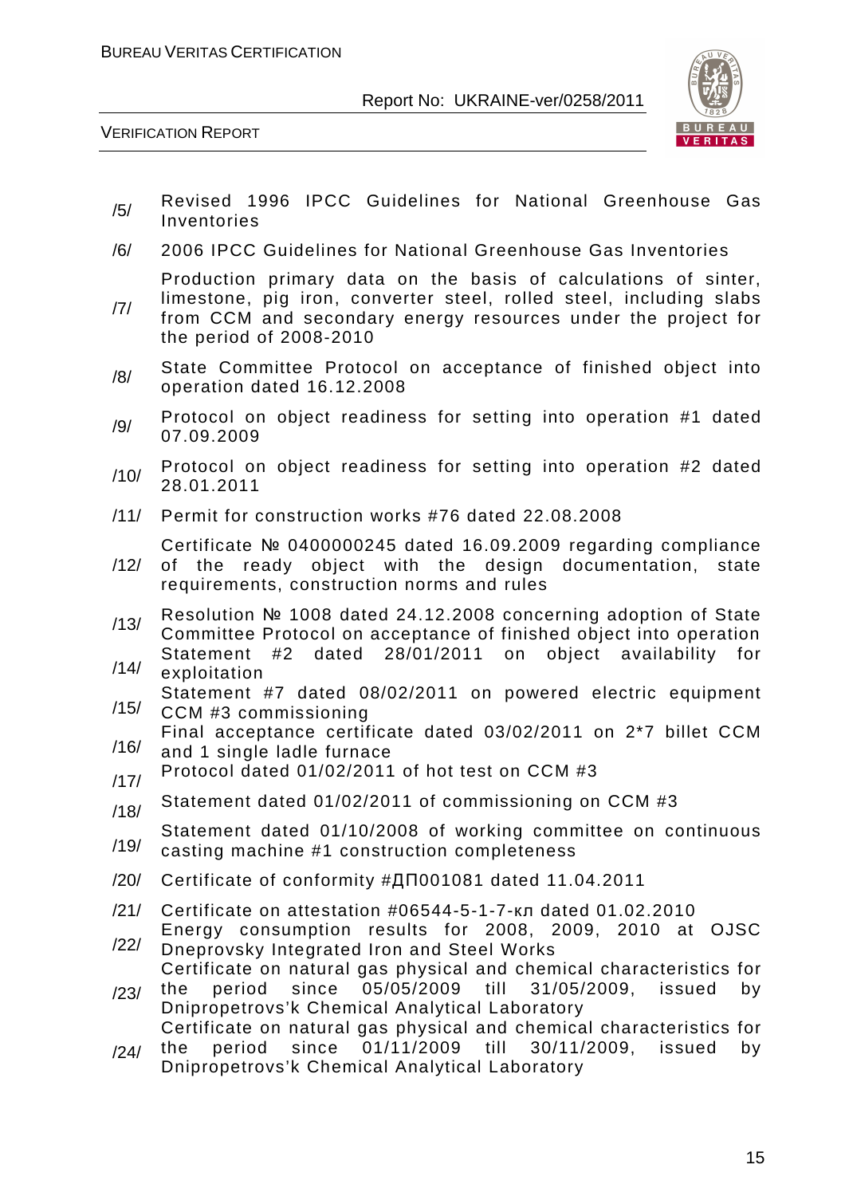/5/ Revised 1996 IPCC Guidelines for National Greenhouse Gas Inventories

/6/ 2006 IPCC Guidelines for National Greenhouse Gas Inventories

/7/ Production primary data on the basis of calculations of sinter, limestone, pig iron, converter steel, rolled steel, including slabs from CCM and secondary energy resources under the project for the period of 2008-2010

/8/ State Committee Protocol on acceptance of finished object into operation dated 16.12.2008

/9/ Protocol on object readiness for setting into operation #1 dated 07.09.2009

/10/ Protocol on object readiness for setting into operation #2 dated 28.01.2011

/11/ Permit for construction works #76 dated 22.08.2008

/12/ Certificate № 0400000245 dated 16.09.2009 regarding compliance of the ready object with the design documentation, state requirements, construction norms and rules

/13/ Resolution № 1008 dated 24.12.2008 concerning adoption of State Committee Protocol on acceptance of finished object into operation

/14/ Statement #2 dated 28/01/2011 on object availability for exploitation

/15/ Statement #7 dated 08/02/2011 on powered electric equipment CCM #3 commissioning

/16/ Final acceptance certificate dated 03/02/2011 on 2*7 billet CCM and 1 single ladle furnace

/17/ Protocol dated 01/02/2011 of hot test on CCM #3

/18/ Statement dated 01/02/2011 of commissioning on CCM #3

/19/ Statement dated 01/10/2008 of working committee on continuous casting machine #1 construction completeness

/20/ Certificate of conformity #ДП001081 dated 11.04.2011

/21/ Certificate on attestation #06544-5-1-7-кл dated 01.02.2010

/22/ Energy consumption results for 2008, 2009, 2010 at OJSC Dneprovsky Integrated Iron and Steel Works

/23/ Certificate on natural gas physical and chemical characteristics for the period since 05/05/2009 till 31/05/2009, issued by Dnipropetrovs'k Chemical Analytical Laboratory

/24/ Certificate on natural gas physical and chemical characteristics for the period since 01/11/2009 till 30/11/2009, issued by Dnipropetrovs'k Chemical Analytical Laboratory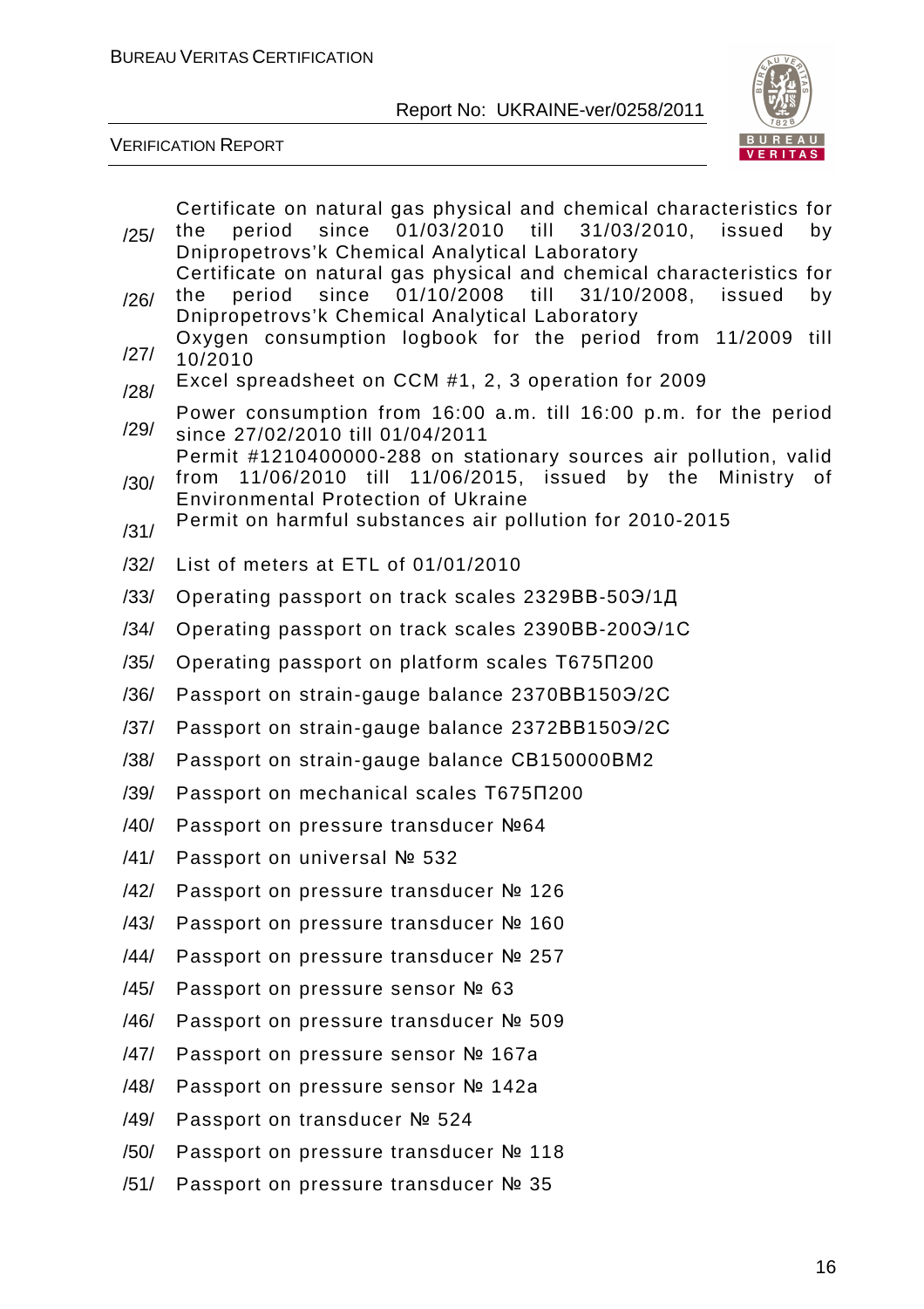/25/ Certificate on natural gas physical and chemical characteristics for the period since 01/03/2010 till 31/03/2010, issued by Dnipropetrovs'k Chemical Analytical Laboratory

/26/ Certificate on natural gas physical and chemical characteristics for the period since 01/10/2008 till 31/10/2008, issued by Dnipropetrovs'k Chemical Analytical Laboratory

/27/ Oxygen consumption logbook for the period from 11/2009 till 10/2010

/28/ Excel spreadsheet on CCM #1, 2, 3 operation for 2009

/29/ Power consumption from 16:00 a.m. till 16:00 p.m. for the period since 27/02/2010 till 01/04/2011

/30/ Permit #1210400000-288 on stationary sources air pollution, valid from 11/06/2010 till 11/06/2015, issued by the Ministry of Environmental Protection of Ukraine

/31/ Permit on harmful substances air pollution for 2010-2015

/32/ List of meters at ETL of 01/01/2010

/33/ Operating passport on track scales 2329ВВ-50Э/1Д

/34/ Operating passport on track scales 2390ВВ-200Э/1С

/35/ Operating passport on platform scales Т675П200

/36/ Passport on strain-gauge balance 2370ВВ150Э/2С

/37/ Passport on strain-gauge balance 2372ВВ150Э/2С

/38/ Passport on strain-gauge balance СВ150000ВМ2

/39/ Passport on mechanical scales Т675П200

/40/ Passport on pressure transducer №64

/41/ Passport on universal № 532

/42/ Passport on pressure transducer № 126

/43/ Passport on pressure transducer № 160

/44/ Passport on pressure transducer № 257

/45/ Passport on pressure sensor № 63

/46/ Passport on pressure transducer № 509

/47/ Passport on pressure sensor № 167a

/48/ Passport on pressure sensor № 142a

/49/ Passport on transducer № 524

/50/ Passport on pressure transducer № 118

/51/ Passport on pressure transducer № 35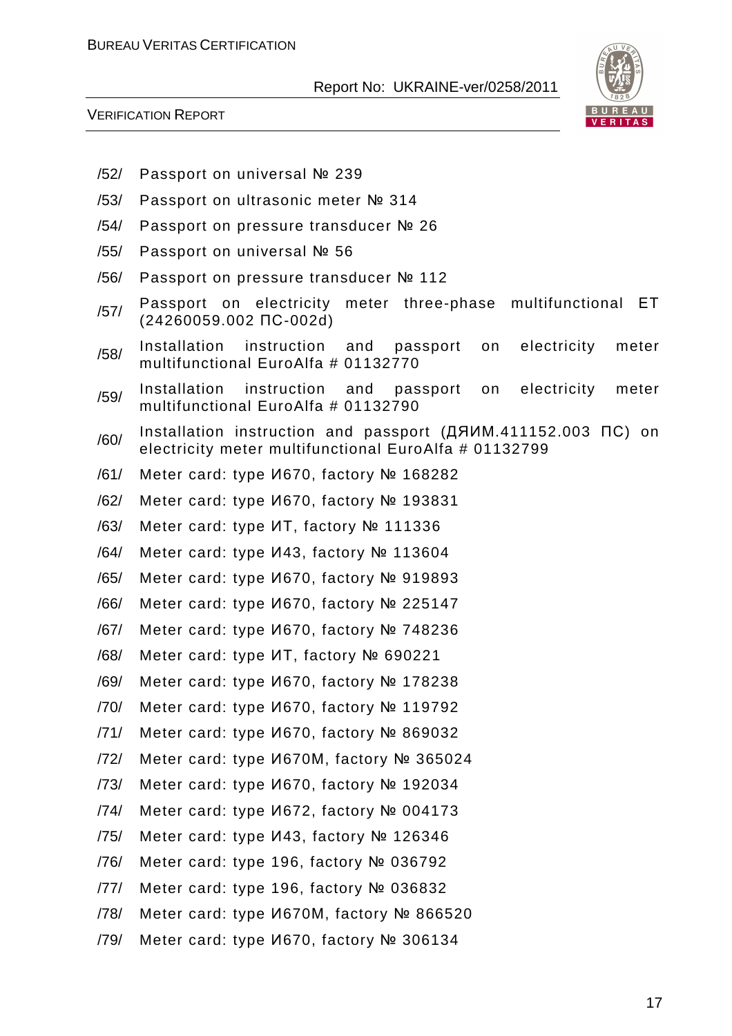/52/ Passport on universal № 239

/53/ Passport on ultrasonic meter № 314

/54/ Passport on pressure transducer № 26

/55/ Passport on universal № 56

/56/ Passport on pressure transducer № 112

/57/ Passport on electricity meter three-phase multifunctional ET (24260059.002 ПС-002d)

/58/ Installation instruction and passport on electricity meter multifunctional EuroAlfa # 01132770

/59/ Installation instruction and passport on electricity meter multifunctional EuroAlfa # 01132790

/60/ Installation instruction and passport (ДЯИМ.411152.003 ПС) on electricity meter multifunctional EuroAlfa # 01132799

/61/ Meter card: type И670, factory № 168282

/62/ Meter card: type И670, factory № 193831

/63/ Meter card: type ИТ, factory № 111336

/64/ Meter card: type И43, factory № 113604

/65/ Meter card: type И670, factory № 919893

/66/ Meter card: type И670, factory № 225147

/67/ Meter card: type И670, factory № 748236

/68/ Meter card: type ИТ, factory № 690221

/69/ Meter card: type И670, factory № 178238

/70/ Meter card: type И670, factory № 119792

/71/ Meter card: type И670, factory № 869032

/72/ Meter card: type И670M, factory № 365024

/73/ Meter card: type И670, factory № 192034

/74/ Meter card: type И672, factory № 004173

/75/ Meter card: type И43, factory № 126346

/76/ Meter card: type 196, factory № 036792

/77/ Meter card: type 196, factory № 036832

/78/ Meter card: type И670M, factory № 866520

/79/ Meter card: type И670, factory № 306134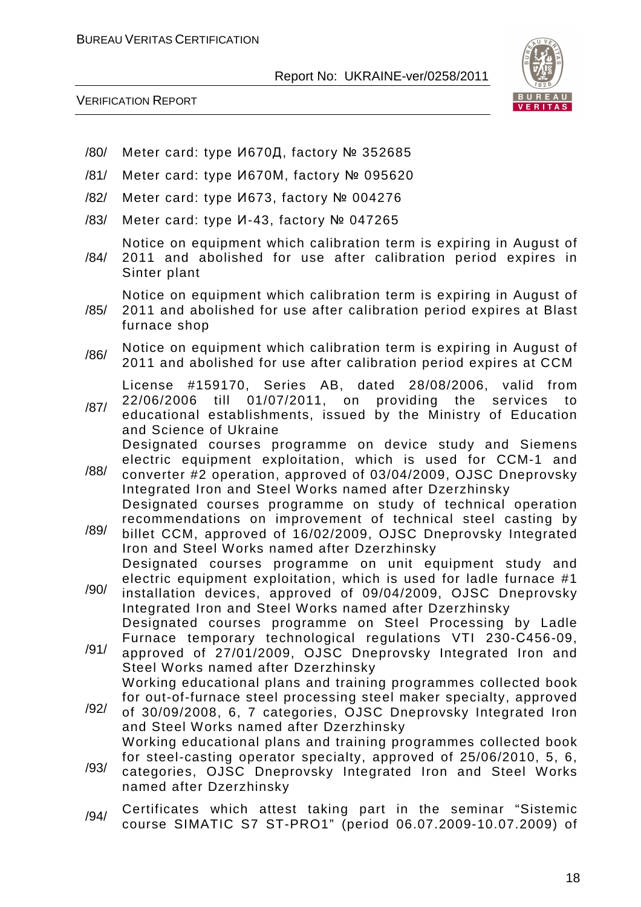/80/ Meter card: type И670Д, factory № 352685

/81/ Meter card: type И670М, factory № 095620

/82/ Meter card: type И673, factory № 004276

/83/ Meter card: type И-43, factory № 047265

/84/ Notice on equipment which calibration term is expiring in August of 2011 and abolished for use after calibration period expires in Sinter plant

/85/ Notice on equipment which calibration term is expiring in August of 2011 and abolished for use after calibration period expires at Blast furnace shop

/86/ Notice on equipment which calibration term is expiring in August of 2011 and abolished for use after calibration period expires at CCM

/87/ License #159170, Series AB, dated 28/08/2006, valid from 22/06/2006 till 01/07/2011, on providing the services to educational establishments, issued by the Ministry of Education and Science of Ukraine

/88/ Designated courses programme on device study and Siemens electric equipment exploitation, which is used for CCM-1 and converter #2 operation, approved of 03/04/2009, OJSC Dneprovsky Integrated Iron and Steel Works named after Dzerzhinsky

/89/ Designated courses programme on study of technical operation recommendations on improvement of technical steel casting by billet CCM, approved of 16/02/2009, OJSC Dneprovsky Integrated Iron and Steel Works named after Dzerzhinsky

/90/ Designated courses programme on unit equipment study and electric equipment exploitation, which is used for ladle furnace #1 installation devices, approved of 09/04/2009, OJSC Dneprovsky Integrated Iron and Steel Works named after Dzerzhinsky

/91/ Designated courses programme on Steel Processing by Ladle Furnace temporary technological regulations VTI 230-C456-09, approved of 27/01/2009, OJSC Dneprovsky Integrated Iron and Steel Works named after Dzerzhinsky

/92/ Working educational plans and training programmes collected book for out-of-furnace steel processing steel maker specialty, approved of 30/09/2008, 6, 7 categories, OJSC Dneprovsky Integrated Iron and Steel Works named after Dzerzhinsky

/93/ Working educational plans and training programmes collected book for steel-casting operator specialty, approved of 25/06/2010, 5, 6, categories, OJSC Dneprovsky Integrated Iron and Steel Works named after Dzerzhinsky

/94/ Certificates which attest taking part in the seminar "Sistemic course SIMATIC S7 ST-PRO1" (period 06.07.2009-10.07.2009) of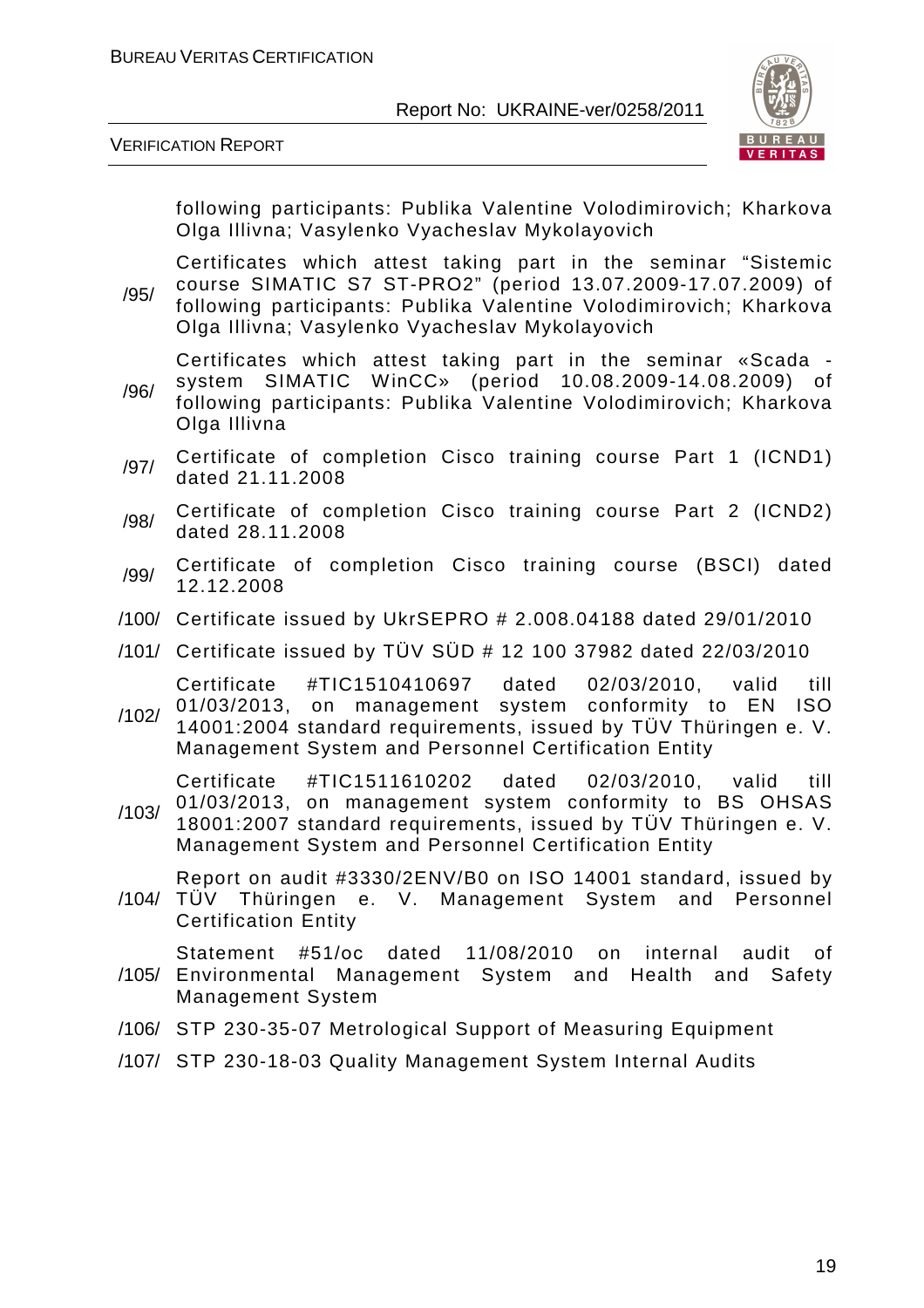| | |
|---|---|
| | following participants: Publika Valentine Volodimirovich; Kharkova Olga Illivna; Vasylenko Vyacheslav Mykolayovich |
| /95/ | Certificates which attest taking part in the seminar "Sistemic course SIMATIC S7 ST-PRO2" (period 13.07.2009-17.07.2009) of following participants: Publika Valentine Volodimirovich; Kharkova Olga Illivna; Vasylenko Vyacheslav Mykolayovich |
| /96/ | Certificates which attest taking part in the seminar «Scada - system SIMATIC WinCC» (period 10.08.2009-14.08.2009) of following participants: Publika Valentine Volodimirovich; Kharkova Olga Illivna |
| /97/ | Certificate of completion Cisco training course Part 1 (ICND1) dated 21.11.2008 |
| /98/ | Certificate of completion Cisco training course Part 2 (ICND2) dated 28.11.2008 |
| /99/ | Certificate of completion Cisco training course (BSCI) dated 12.12.2008 |
| /100/ | Certificate issued by UkrSEPRO # 2.008.04188 dated 29/01/2010 |
| /101/ | Certificate issued by TÜV SÜD # 12 100 37982 dated 22/03/2010 |
| /102/ | Certificate #TIC1510410697 dated 02/03/2010, valid till 01/03/2013, on management system conformity to EN ISO 14001:2004 standard requirements, issued by TÜV Thüringen e. V. Management System and Personnel Certification Entity |
| /103/ | Certificate #TIC1511610202 dated 02/03/2010, valid till 01/03/2013, on management system conformity to BS OHSAS 18001:2007 standard requirements, issued by TÜV Thüringen e. V. Management System and Personnel Certification Entity |
| /104/ | Report on audit #3330/2ENV/B0 on ISO 14001 standard, issued by TÜV Thüringen e. V. Management System and Personnel Certification Entity |
| /105/ | Statement #51/oc dated 11/08/2010 on internal audit of Environmental Management System and Health and Safety Management System |
| /106/ | STP 230-35-07 Metrological Support of Measuring Equipment |
| /107/ | STP 230-18-03 Quality Management System Internal Audits |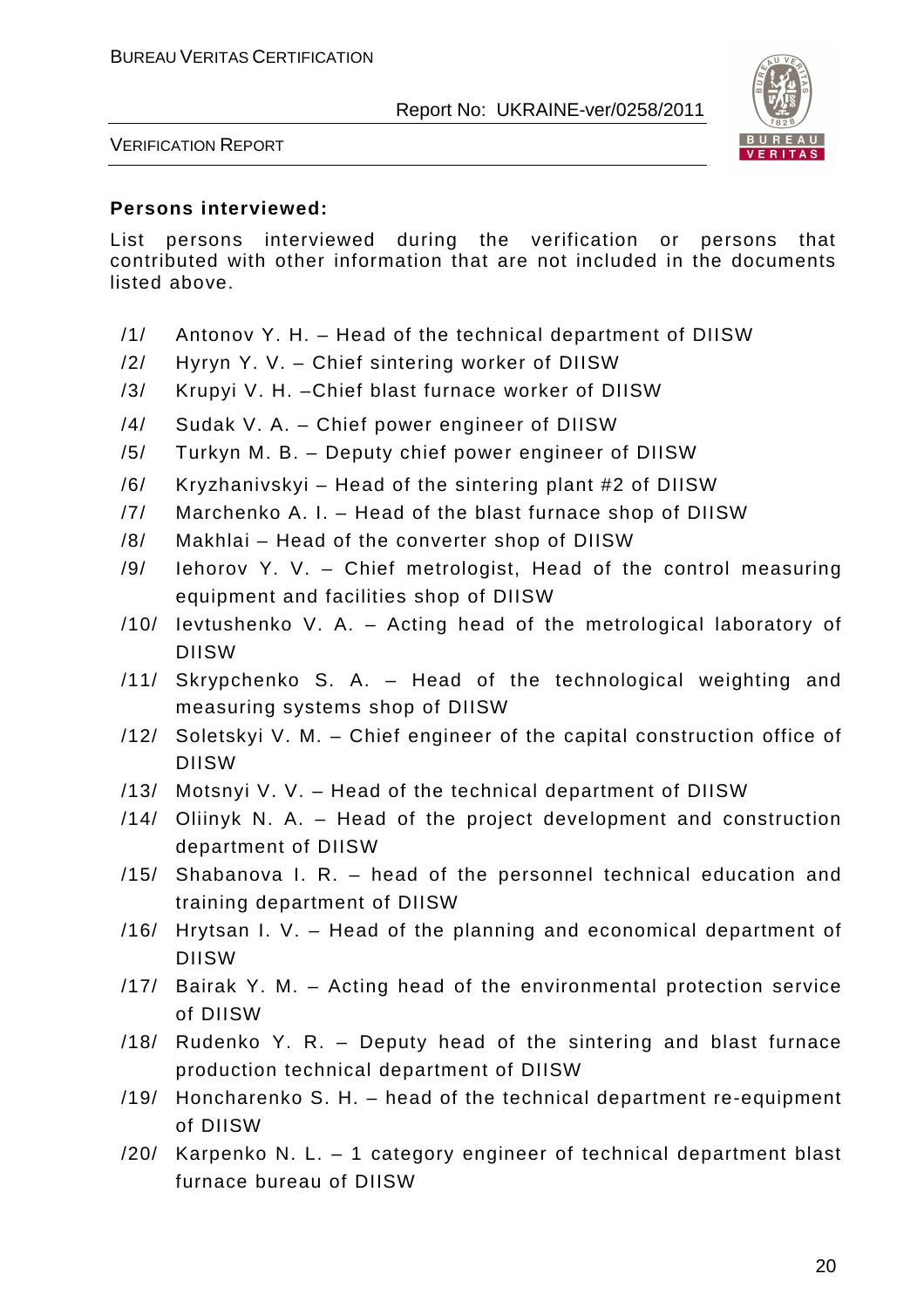**Persons interviewed:**

List persons interviewed during the verification or persons that contributed with other information that are not included in the documents listed above.

/1/ Antonov Y. H. – Head of the technical department of DIISW

/2/ Hyryn Y. V. – Chief sintering worker of DIISW

/3/ Krupyi V. H. –Chief blast furnace worker of DIISW

/4/ Sudak V. A. – Chief power engineer of DIISW

/5/ Turkyn M. B. – Deputy chief power engineer of DIISW

/6/ Kryzhanivskyi – Head of the sintering plant #2 of DIISW

/7/ Marchenko A. I. – Head of the blast furnace shop of DIISW

/8/ Makhlai – Head of the converter shop of DIISW

/9/ Iehorov Y. V. – Chief metrologist, Head of the control measuring equipment and facilities shop of DIISW

/10/ Ievtushenko V. A. – Acting head of the metrological laboratory of DIISW

/11/ Skrypchenko S. A. – Head of the technological weighting and measuring systems shop of DIISW

/12/ Soletskyi V. M. – Chief engineer of the capital construction office of DIISW

/13/ Motsnyi V. V. – Head of the technical department of DIISW

/14/ Oliinyk N. A. – Head of the project development and construction department of DIISW

/15/ Shabanova I. R. – head of the personnel technical education and training department of DIISW

/16/ Hrytsan I. V. – Head of the planning and economical department of DIISW

/17/ Bairak Y. M. – Acting head of the environmental protection service of DIISW

/18/ Rudenko Y. R. – Deputy head of the sintering and blast furnace production technical department of DIISW

/19/ Honcharenko S. H. – head of the technical department re-equipment of DIISW

/20/ Karpenko N. L. – 1 category engineer of technical department blast furnace bureau of DIISW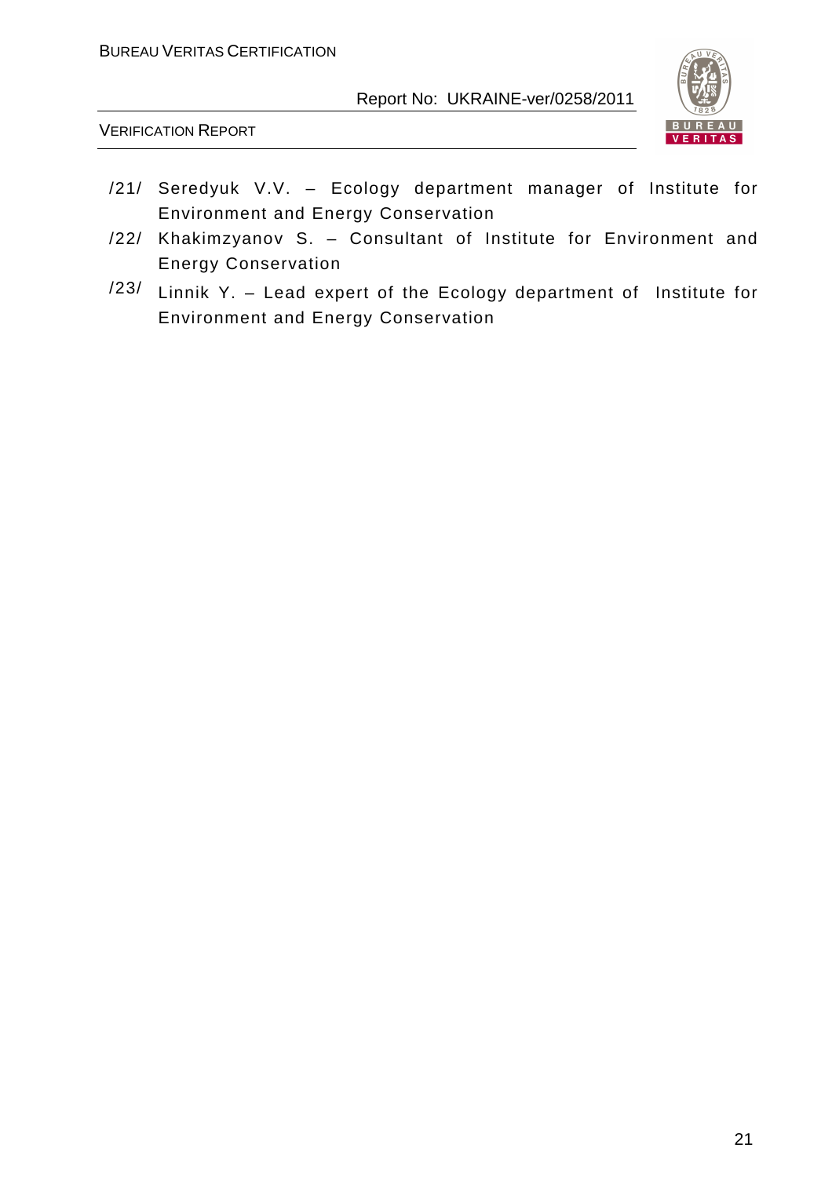/21/ Seredyuk V.V. – Ecology department manager of Institute for Environment and Energy Conservation

/22/ Khakimzyanov S. – Consultant of Institute for Environment and Energy Conservation

/23/ Linnik Y. – Lead expert of the Ecology department of Institute for Environment and Energy Conservation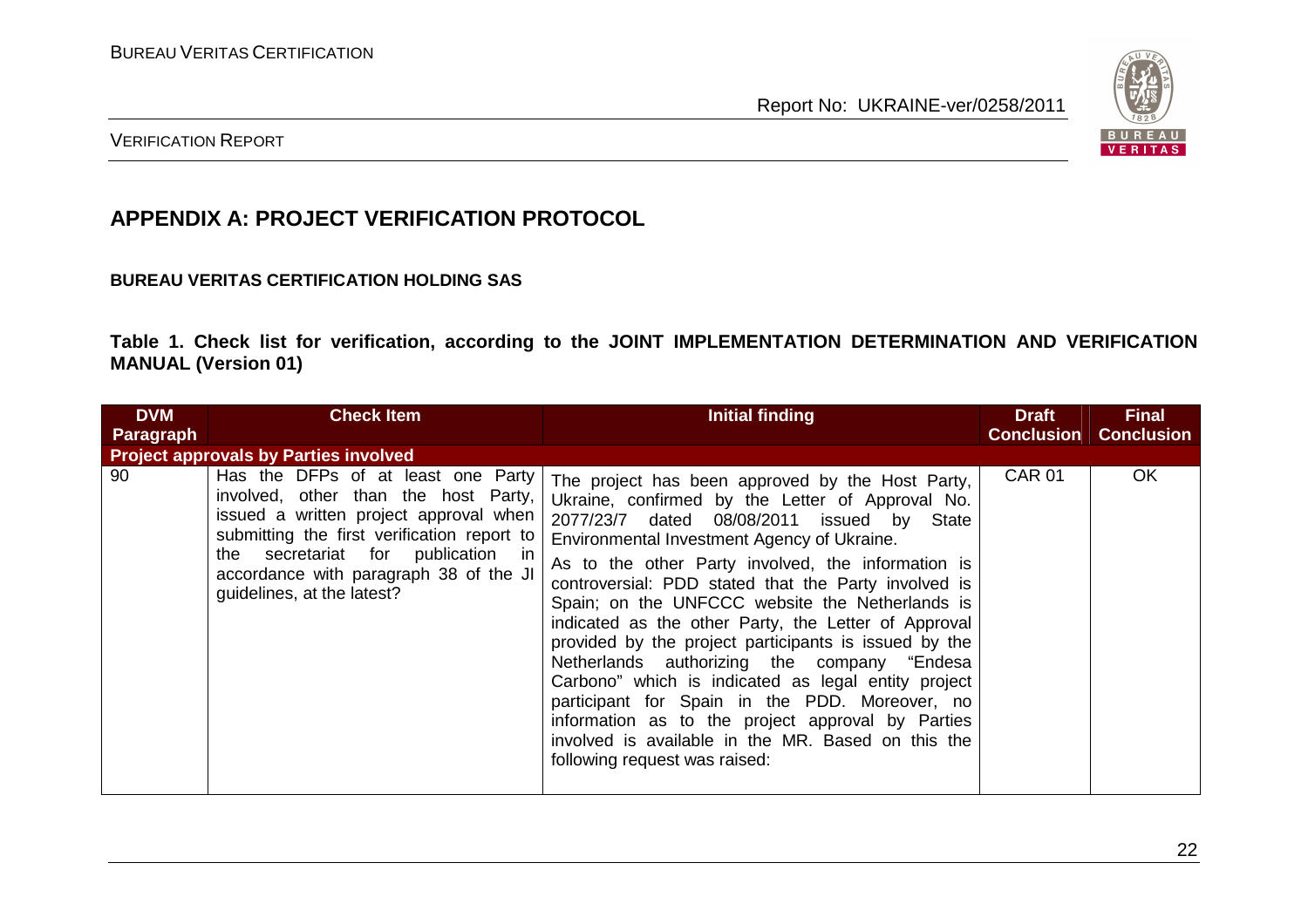## APPENDIX A: PROJECT VERIFICATION PROTOCOL

**BUREAU VERITAS CERTIFICATION HOLDING SAS**

**Table 1. Check list for verification, according to the JOINT IMPLEMENTATION DETERMINATION AND VERIFICATION MANUAL (Version 01)**

| DVM Paragraph | Check Item | Initial finding | Draft Conclusion | Final Conclusion |
|---|---|---|---|---|
| **Project approvals by Parties involved** | | | | |
| 90 | Has the DFPs of at least one Party involved, other than the host Party, issued a written project approval when submitting the first verification report to the secretariat for publication in accordance with paragraph 38 of the JI guidelines, at the latest? | The project has been approved by the Host Party, Ukraine, confirmed by the Letter of Approval No. 2077/23/7 dated 08/08/2011 issued by State Environmental Investment Agency of Ukraine.<br>As to the other Party involved, the information is controversial: PDD stated that the Party involved is Spain; on the UNFCCC website the Netherlands is indicated as the other Party, the Letter of Approval provided by the project participants is issued by the Netherlands authorizing the company "Endesa Carbono" which is indicated as legal entity project participant for Spain in the PDD. Moreover, no information as to the project approval by Parties involved is available in the MR. Based on this the following request was raised: | CAR 01 | OK |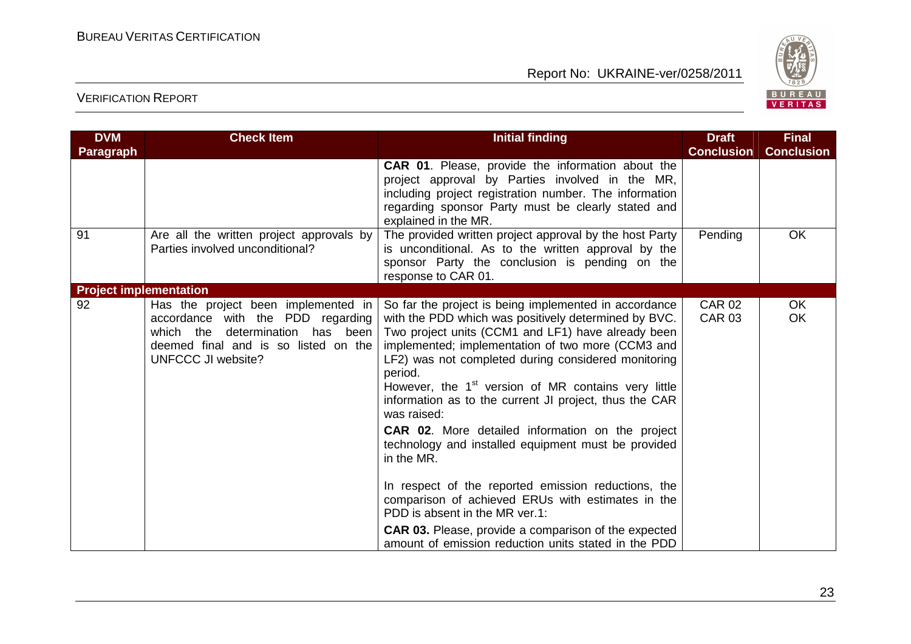| DVM Paragraph | Check Item | Initial finding | Draft Conclusion | Final Conclusion |
|---|---|---|---|---|
| | | **CAR 01**. Please, provide the information about the project approval by Parties involved in the MR, including project registration number. The information regarding sponsor Party must be clearly stated and explained in the MR. | | |
| 91 | Are all the written project approvals by Parties involved unconditional? | The provided written project approval by the host Party is unconditional. As to the written approval by the sponsor Party the conclusion is pending on the response to CAR 01. | Pending | OK |
| **Project implementation** | | | | |
| 92 | Has the project been implemented in accordance with the PDD regarding which the determination has been deemed final and is so listed on the UNFCCC JI website? | So far the project is being implemented in accordance with the PDD which was positively determined by BVC. Two project units (CCM1 and LF1) have already been implemented; implementation of two more (CCM3 and LF2) was not completed during considered monitoring period.<br>However, the 1st version of MR contains very little information as to the current JI project, thus the CAR was raised:<br>**CAR 02**. More detailed information on the project technology and installed equipment must be provided in the MR.<br><br>In respect of the reported emission reductions, the comparison of achieved ERUs with estimates in the PDD is absent in the MR ver.1:<br>**CAR 03.** Please, provide a comparison of the expected amount of emission reduction units stated in the PDD | CAR 02<br>CAR 03 | OK<br>OK |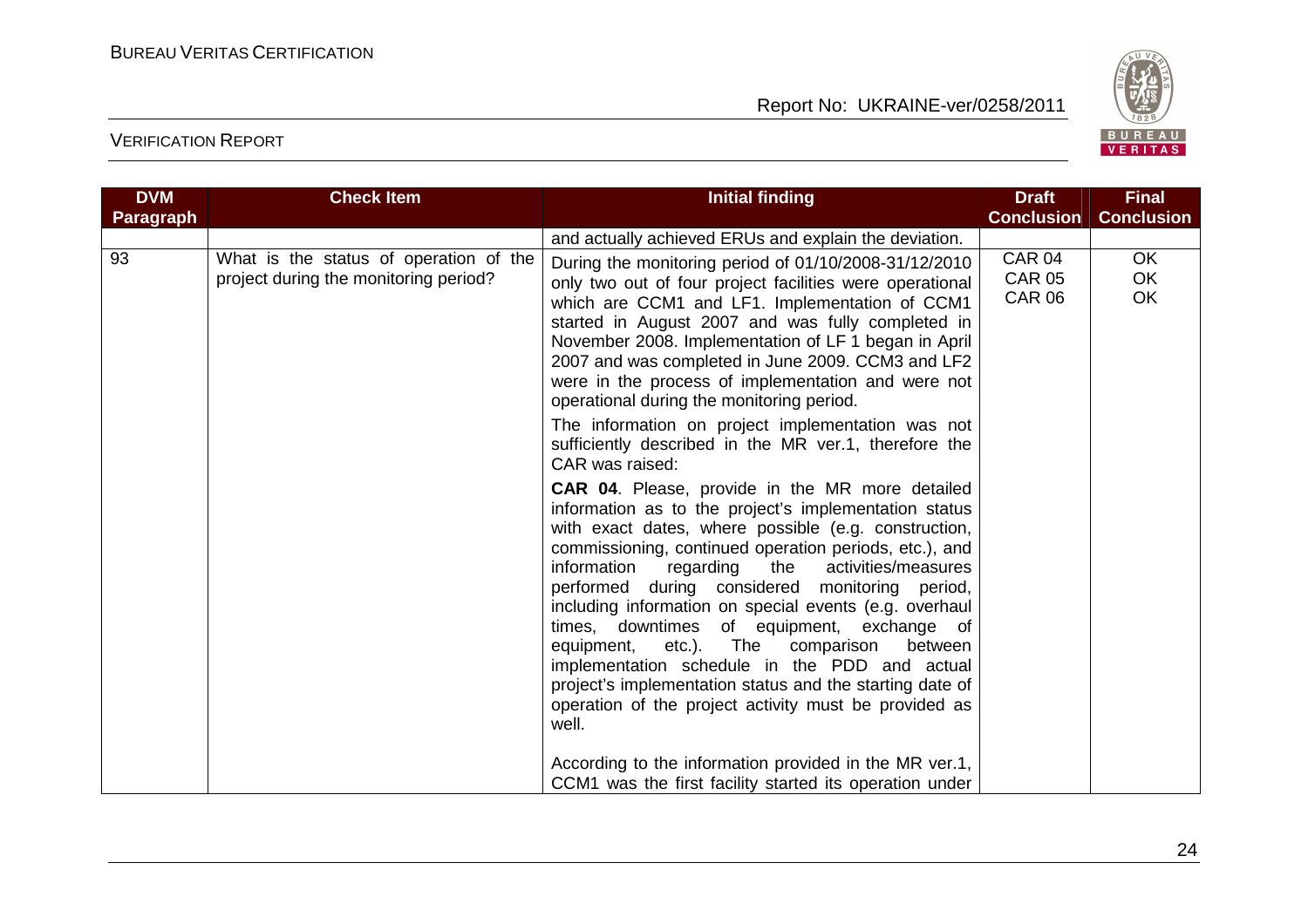| DVM Paragraph | Check Item | Initial finding | Draft Conclusion | Final Conclusion |
|---|---|---|---|---|
| | | and actually achieved ERUs and explain the deviation. | | |
| 93 | What is the status of operation of the project during the monitoring period? | During the monitoring period of 01/10/2008-31/12/2010 only two out of four project facilities were operational which are CCM1 and LF1. Implementation of CCM1 started in August 2007 and was fully completed in November 2008. Implementation of LF 1 began in April 2007 and was completed in June 2009. CCM3 and LF2 were in the process of implementation and were not operational during the monitoring period.<br><br>The information on project implementation was not sufficiently described in the MR ver.1, therefore the CAR was raised:<br><br>**CAR 04**. Please, provide in the MR more detailed information as to the project's implementation status with exact dates, where possible (e.g. construction, commissioning, continued operation periods, etc.), and information regarding the activities/measures performed during considered monitoring period, including information on special events (e.g. overhaul times, downtimes of equipment, exchange of equipment, etc.). The comparison between implementation schedule in the PDD and actual project's implementation status and the starting date of operation of the project activity must be provided as well.<br><br>According to the information provided in the MR ver.1, CCM1 was the first facility started its operation under | CAR 04<br>CAR 05<br>CAR 06 | OK<br>OK<br>OK |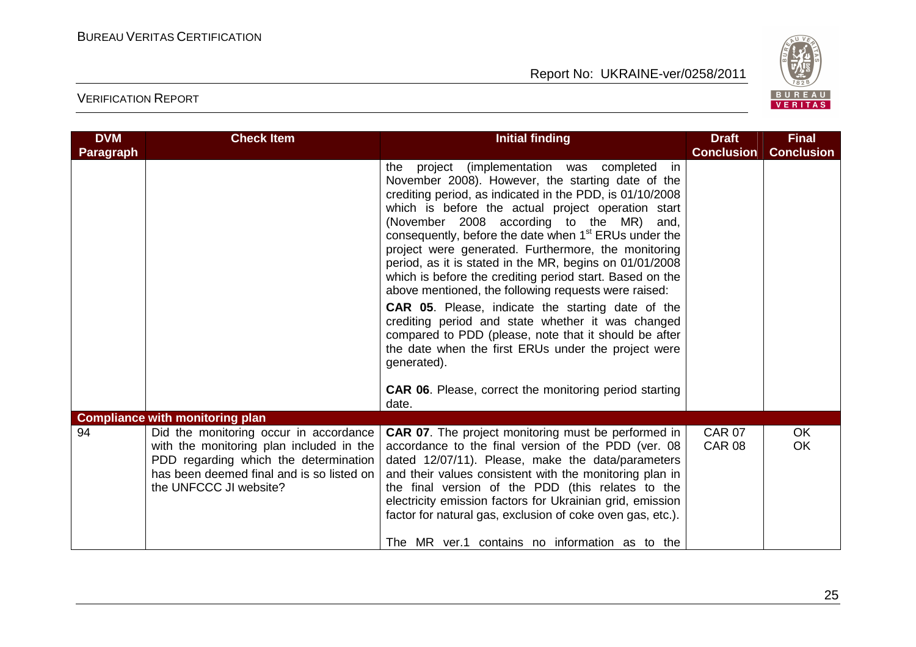| DVM Paragraph | Check Item | Initial finding | Draft Conclusion | Final Conclusion |
|---|---|---|---|---|
| | | the project (implementation was completed in November 2008). However, the starting date of the crediting period, as indicated in the PDD, is 01/10/2008 which is before the actual project operation start (November 2008 according to the MR) and, consequently, before the date when 1st ERUs under the project were generated. Furthermore, the monitoring period, as it is stated in the MR, begins on 01/01/2008 which is before the crediting period start. Based on the above mentioned, the following requests were raised:<br><br>**CAR 05**. Please, indicate the starting date of the crediting period and state whether it was changed compared to PDD (please, note that it should be after the date when the first ERUs under the project were generated).<br><br>**CAR 06**. Please, correct the monitoring period starting date. | | |
| **Compliance with monitoring plan** | | | | |
| 94 | Did the monitoring occur in accordance with the monitoring plan included in the PDD regarding which the determination has been deemed final and is so listed on the UNFCCC JI website? | **CAR 07**. The project monitoring must be performed in accordance to the final version of the PDD (ver. 08 dated 12/07/11). Please, make the data/parameters and their values consistent with the monitoring plan in the final version of the PDD (this relates to the electricity emission factors for Ukrainian grid, emission factor for natural gas, exclusion of coke oven gas, etc.).<br><br>The MR ver.1 contains no information as to the | CAR 07<br>CAR 08 | OK<br>OK |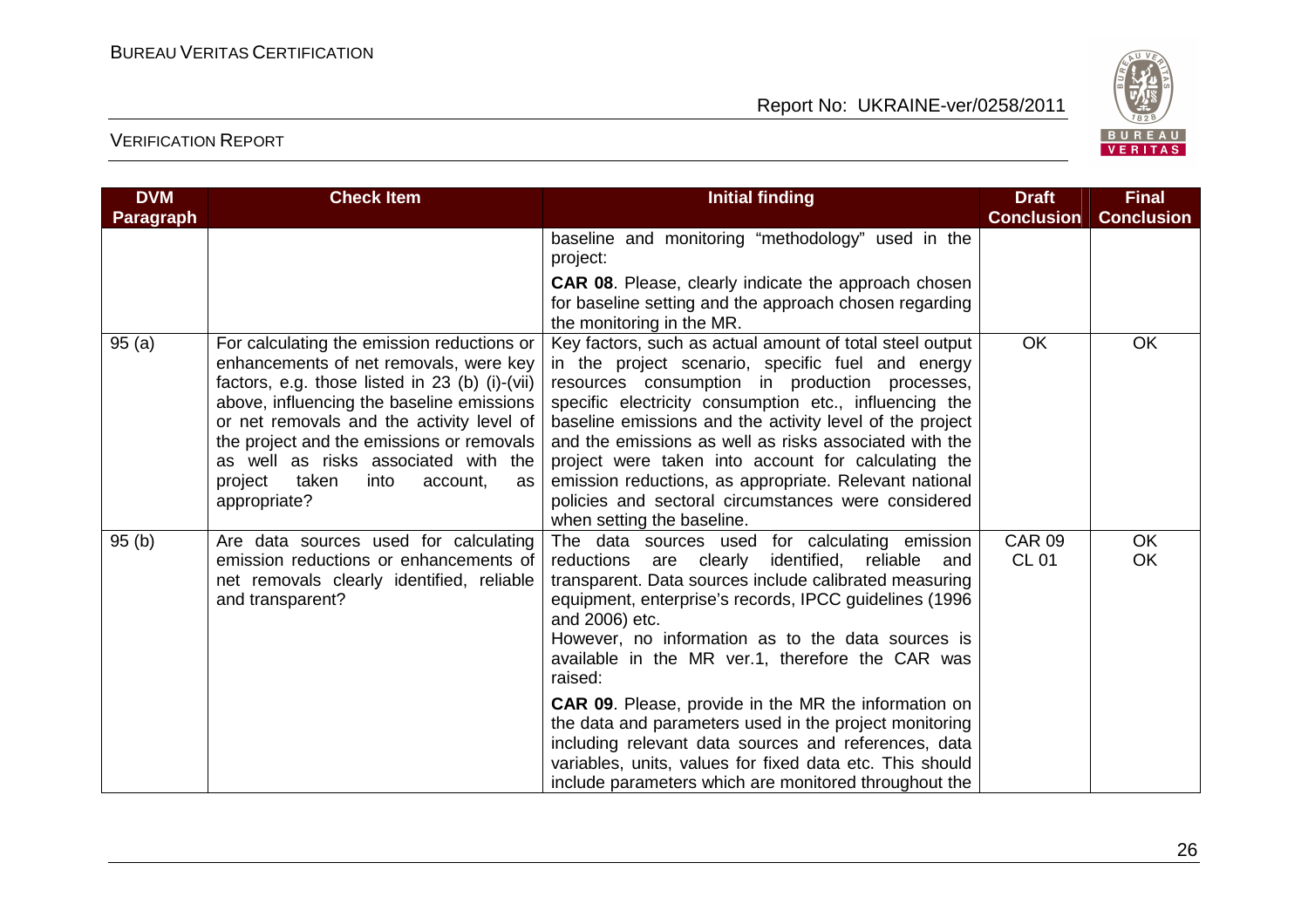| DVM Paragraph | Check Item | Initial finding | Draft Conclusion | Final Conclusion |
|---|---|---|---|---|
| | | baseline and monitoring "methodology" used in the project:<br><br>**CAR 08**. Please, clearly indicate the approach chosen for baseline setting and the approach chosen regarding the monitoring in the MR. | | |
| 95 (a) | For calculating the emission reductions or enhancements of net removals, were key factors, e.g. those listed in 23 (b) (i)-(vii) above, influencing the baseline emissions or net removals and the activity level of the project and the emissions or removals as well as risks associated with the project taken into account, as appropriate? | Key factors, such as actual amount of total steel output in the project scenario, specific fuel and energy resources consumption in production processes, specific electricity consumption etc., influencing the baseline emissions and the activity level of the project and the emissions as well as risks associated with the project were taken into account for calculating the emission reductions, as appropriate. Relevant national policies and sectoral circumstances were considered when setting the baseline. | OK | OK |
| 95 (b) | Are data sources used for calculating emission reductions or enhancements of net removals clearly identified, reliable and transparent? | The data sources used for calculating emission reductions are clearly identified, reliable and transparent. Data sources include calibrated measuring equipment, enterprise's records, IPCC guidelines (1996 and 2006) etc.<br>However, no information as to the data sources is available in the MR ver.1, therefore the CAR was raised:<br><br>**CAR 09**. Please, provide in the MR the information on the data and parameters used in the project monitoring including relevant data sources and references, data variables, units, values for fixed data etc. This should include parameters which are monitored throughout the | CAR 09<br>CL 01 | OK<br>OK |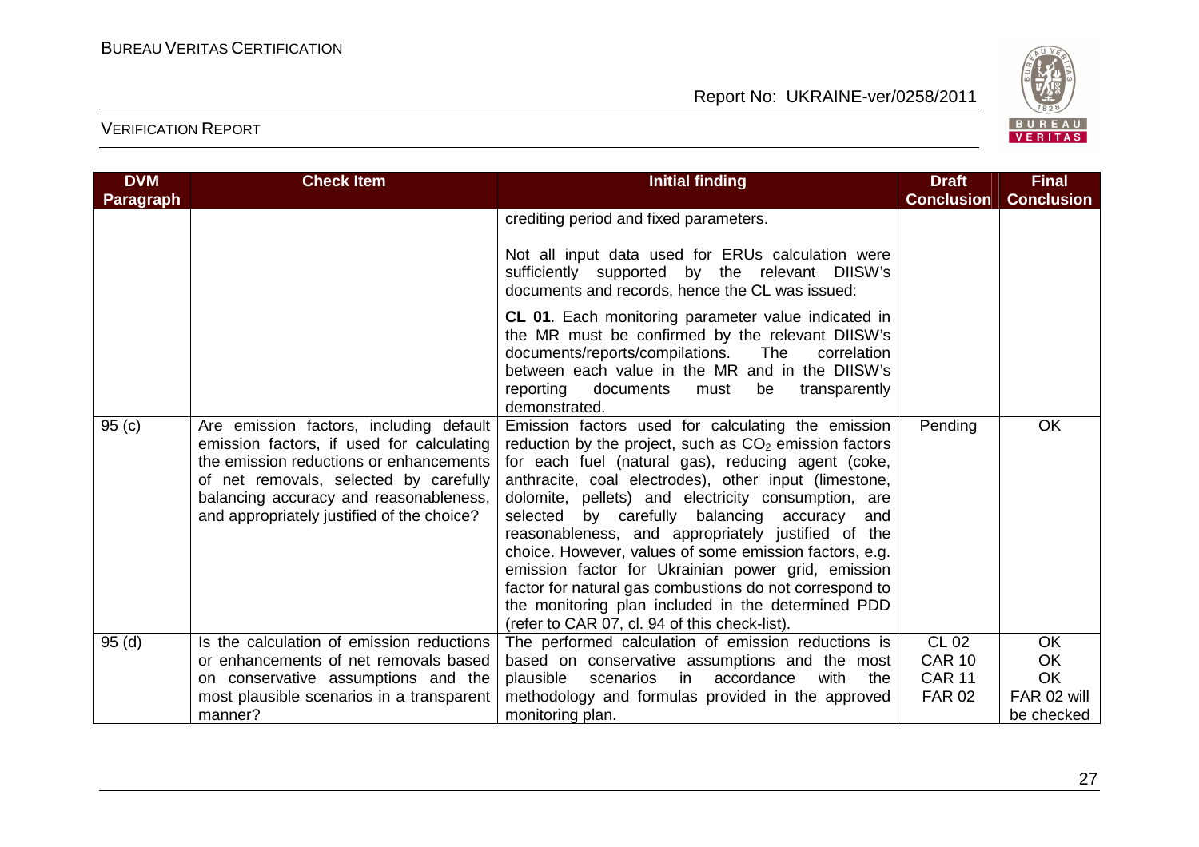| DVM Paragraph | Check Item | Initial finding | Draft Conclusion | Final Conclusion |
|---|---|---|---|---|
| | | crediting period and fixed parameters.<br><br>Not all input data used for ERUs calculation were sufficiently supported by the relevant DIISW's documents and records, hence the CL was issued:<br><br>**CL 01**. Each monitoring parameter value indicated in the MR must be confirmed by the relevant DIISW's documents/reports/compilations. The correlation between each value in the MR and in the DIISW's reporting documents must be transparently demonstrated. | | |
| 95 (c) | Are emission factors, including default emission factors, if used for calculating the emission reductions or enhancements of net removals, selected by carefully balancing accuracy and reasonableness, and appropriately justified of the choice? | Emission factors used for calculating the emission reduction by the project, such as $CO_2$ emission factors for each fuel (natural gas), reducing agent (coke, anthracite, coal electrodes), other input (limestone, dolomite, pellets) and electricity consumption, are selected by carefully balancing accuracy and reasonableness, and appropriately justified of the choice. However, values of some emission factors, e.g. emission factor for Ukrainian power grid, emission factor for natural gas combustions do not correspond to the monitoring plan included in the determined PDD (refer to CAR 07, cl. 94 of this check-list). | Pending | OK |
| 95 (d) | Is the calculation of emission reductions or enhancements of net removals based on conservative assumptions and the most plausible scenarios in a transparent manner? | The performed calculation of emission reductions is based on conservative assumptions and the most plausible scenarios in accordance with the methodology and formulas provided in the approved monitoring plan. | CL 02<br>CAR 10<br>CAR 11<br>FAR 02 | OK<br>OK<br>OK<br>FAR 02 will be checked |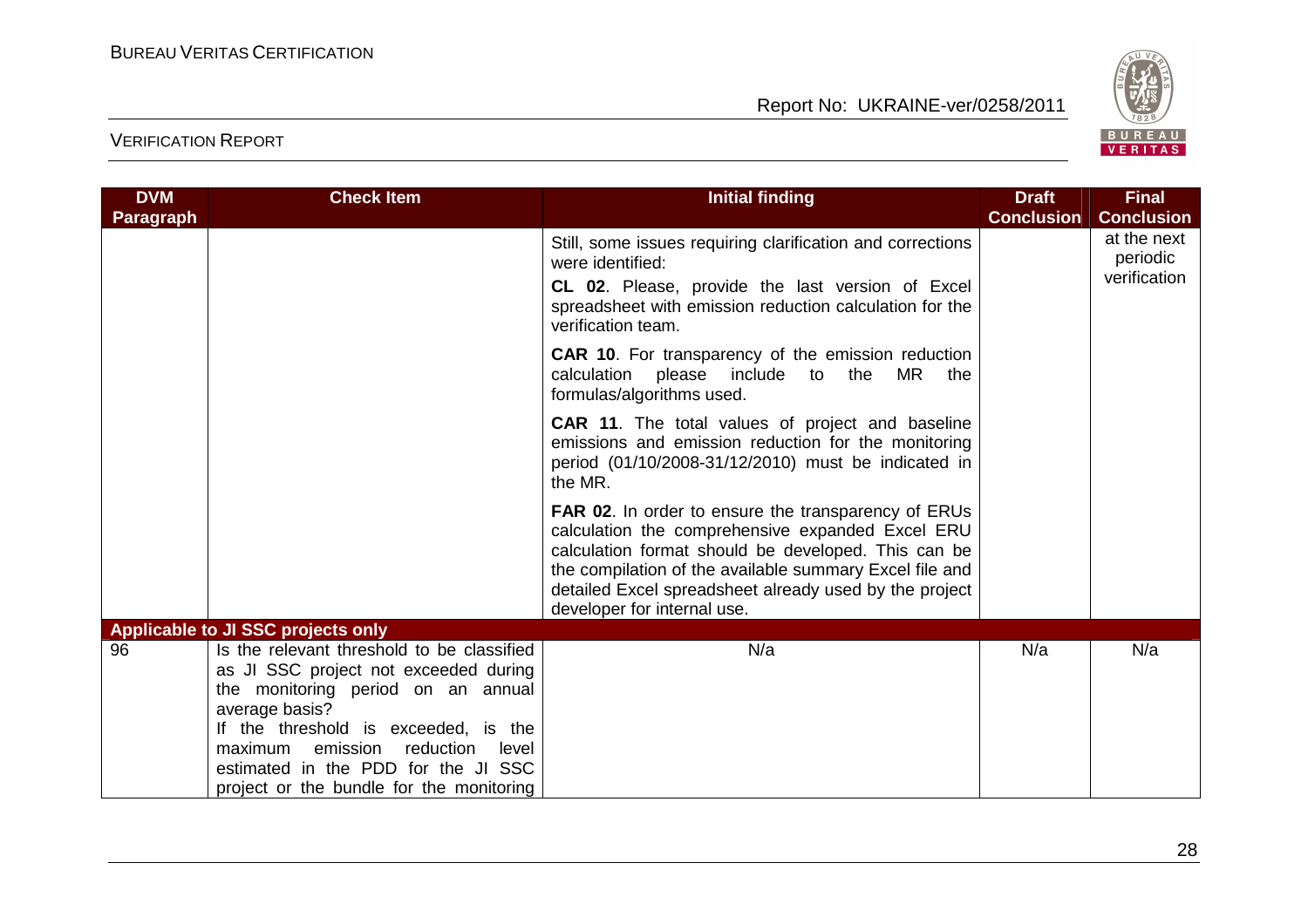| DVM Paragraph | Check Item | Initial finding | Draft Conclusion | Final Conclusion |
|---|---|---|---|---|
| | | Still, some issues requiring clarification and corrections were identified:<br>**CL 02**. Please, provide the last version of Excel spreadsheet with emission reduction calculation for the verification team.<br>**CAR 10**. For transparency of the emission reduction calculation please include to the MR the formulas/algorithms used.<br>**CAR 11**. The total values of project and baseline emissions and emission reduction for the monitoring period (01/10/2008-31/12/2010) must be indicated in the MR.<br>**FAR 02**. In order to ensure the transparency of ERUs calculation the comprehensive expanded Excel ERU calculation format should be developed. This can be the compilation of the available summary Excel file and detailed Excel spreadsheet already used by the project developer for internal use. | | at the next periodic verification |
| **Applicable to JI SSC projects only** | | | | |
| 96 | Is the relevant threshold to be classified as JI SSC project not exceeded during the monitoring period on an annual average basis?<br>If the threshold is exceeded, is the maximum emission reduction level estimated in the PDD for the JI SSC project or the bundle for the monitoring | N/a | N/a | N/a |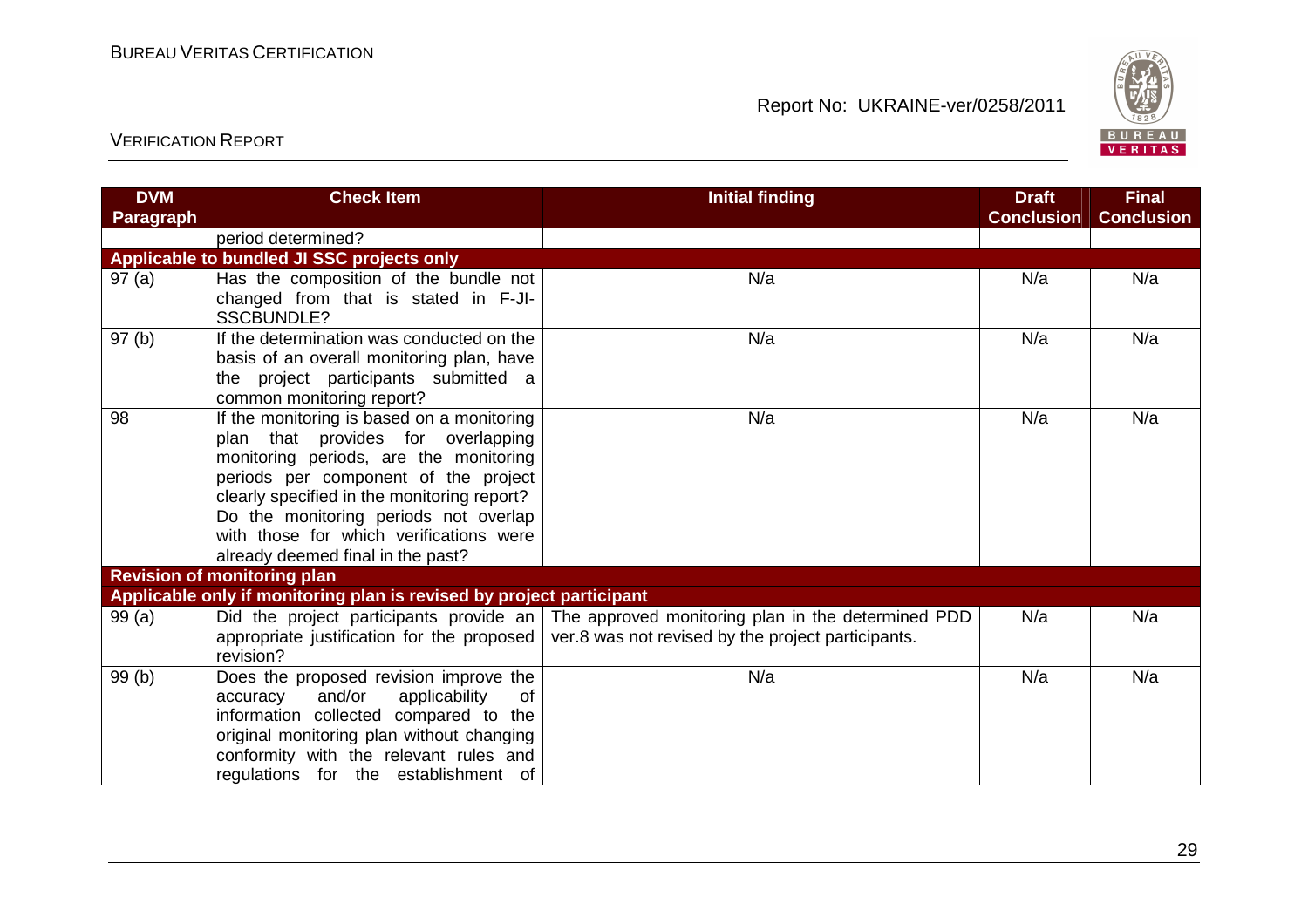| DVM Paragraph | Check Item | Initial finding | Draft Conclusion | Final Conclusion |
|---|---|---|---|---|
| | period determined? | | | |
| **Applicable to bundled JI SSC projects only** | | | | |
| 97 (a) | Has the composition of the bundle not changed from that is stated in F-JI-SSCBUNDLE? | N/a | N/a | N/a |
| 97 (b) | If the determination was conducted on the basis of an overall monitoring plan, have the project participants submitted a common monitoring report? | N/a | N/a | N/a |
| 98 | If the monitoring is based on a monitoring plan that provides for overlapping monitoring periods, are the monitoring periods per component of the project clearly specified in the monitoring report? Do the monitoring periods not overlap with those for which verifications were already deemed final in the past? | N/a | N/a | N/a |
| **Revision of monitoring plan** | | | | |
| **Applicable only if monitoring plan is revised by project participant** | | | | |
| 99 (a) | Did the project participants provide an appropriate justification for the proposed revision? | The approved monitoring plan in the determined PDD ver.8 was not revised by the project participants. | N/a | N/a |
| 99 (b) | Does the proposed revision improve the accuracy and/or applicability of information collected compared to the original monitoring plan without changing conformity with the relevant rules and regulations for the establishment of | N/a | N/a | N/a |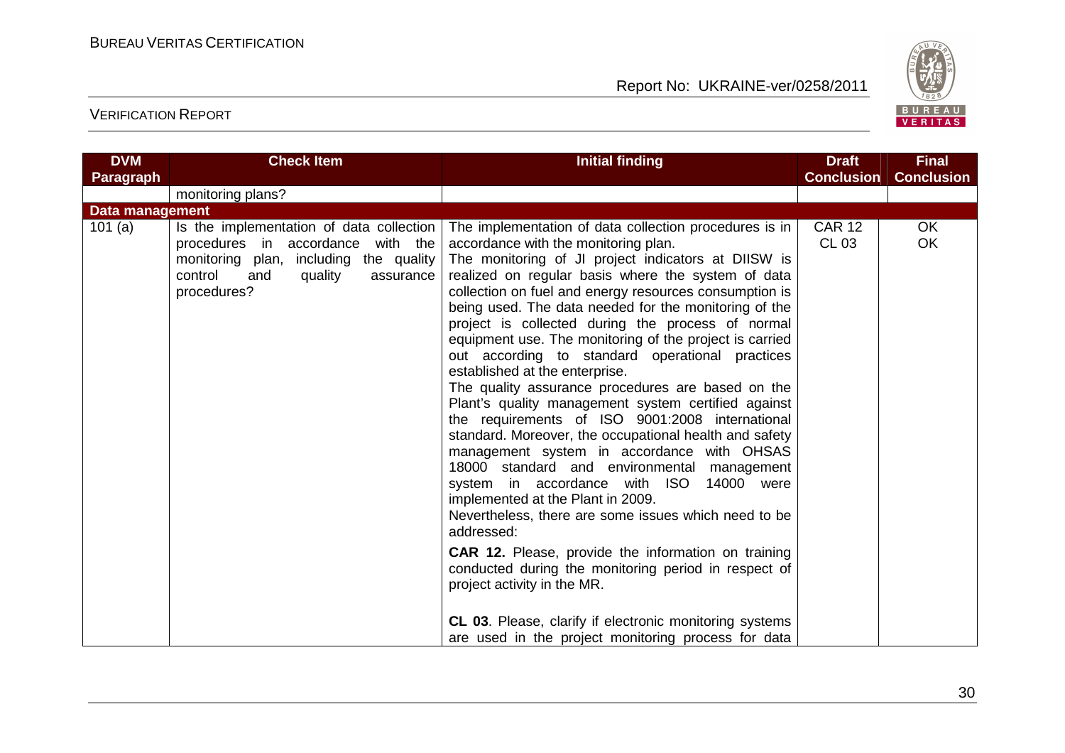| DVM Paragraph | Check Item | Initial finding | Draft Conclusion | Final Conclusion |
|---|---|---|---|---|
| | monitoring plans? | | | |
| **Data management** | | | | |
| 101 (a) | Is the implementation of data collection procedures in accordance with the monitoring plan, including the quality control and quality assurance procedures? | The implementation of data collection procedures is in accordance with the monitoring plan.<br>The monitoring of JI project indicators at DIISW is realized on regular basis where the system of data collection on fuel and energy resources consumption is being used. The data needed for the monitoring of the project is collected during the process of normal equipment use. The monitoring of the project is carried out according to standard operational practices established at the enterprise.<br>The quality assurance procedures are based on the Plant's quality management system certified against the requirements of ISO 9001:2008 international standard. Moreover, the occupational health and safety management system in accordance with OHSAS 18000 standard and environmental management system in accordance with ISO 14000 were implemented at the Plant in 2009.<br>Nevertheless, there are some issues which need to be addressed:<br>**CAR 12.** Please, provide the information on training conducted during the monitoring period in respect of project activity in the MR.<br><br>**CL 03**. Please, clarify if electronic monitoring systems are used in the project monitoring process for data | CAR 12<br>CL 03 | OK<br>OK |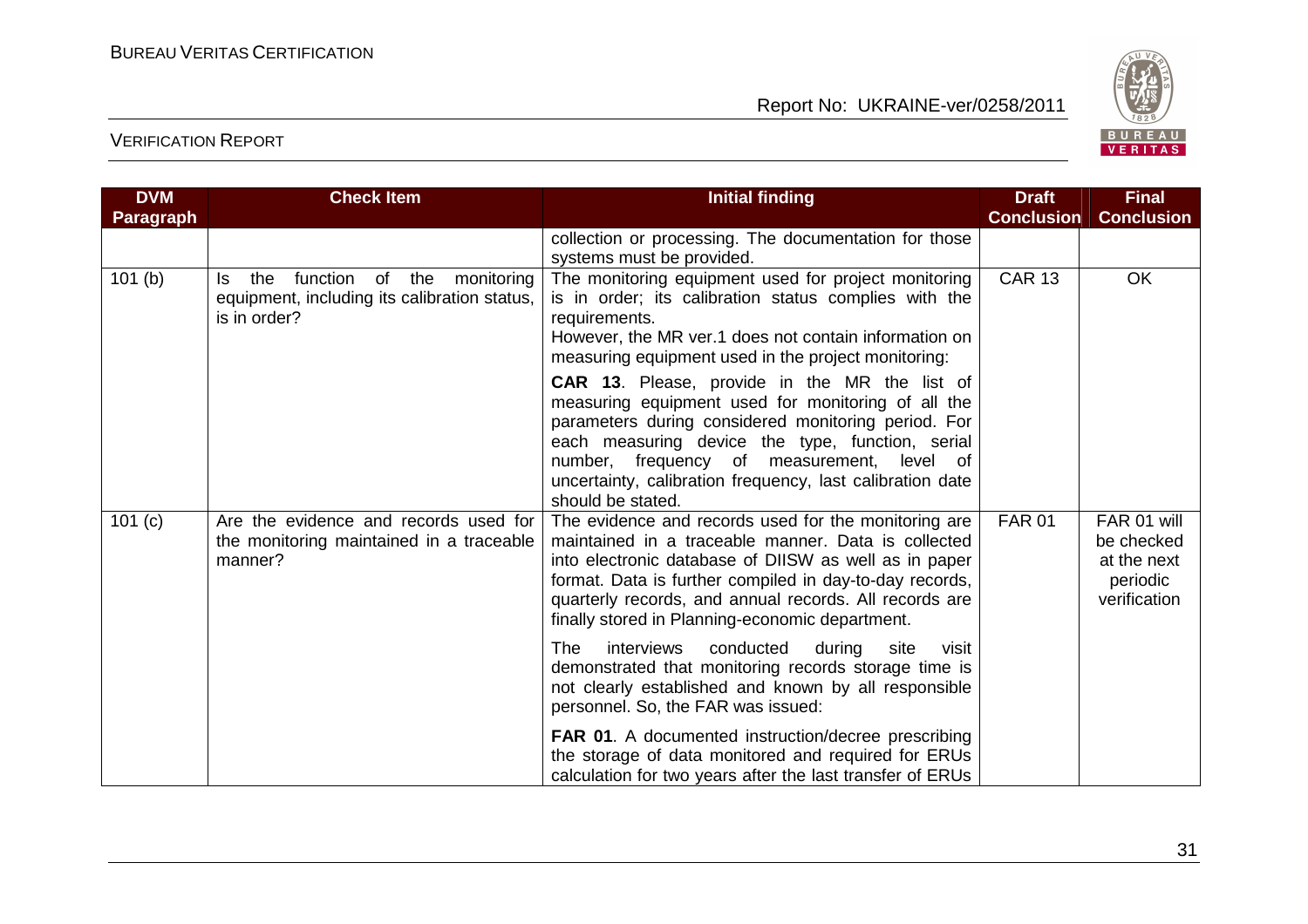| DVM Paragraph | Check Item | Initial finding | Draft Conclusion | Final Conclusion |
|---|---|---|---|---|
| | | collection or processing. The documentation for those systems must be provided. | | |
| 101 (b) | Is the function of the monitoring equipment, including its calibration status, is in order? | The monitoring equipment used for project monitoring is in order; its calibration status complies with the requirements.<br>However, the MR ver.1 does not contain information on measuring equipment used in the project monitoring:<br>**CAR 13**. Please, provide in the MR the list of measuring equipment used for monitoring of all the parameters during considered monitoring period. For each measuring device the type, function, serial number, frequency of measurement, level of uncertainty, calibration frequency, last calibration date should be stated. | CAR 13 | OK |
| 101 (c) | Are the evidence and records used for the monitoring maintained in a traceable manner? | The evidence and records used for the monitoring are maintained in a traceable manner. Data is collected into electronic database of DIISW as well as in paper format. Data is further compiled in day-to-day records, quarterly records, and annual records. All records are finally stored in Planning-economic department.<br>The interviews conducted during site visit demonstrated that monitoring records storage time is not clearly established and known by all responsible personnel. So, the FAR was issued:<br>**FAR 01**. A documented instruction/decree prescribing the storage of data monitored and required for ERUs calculation for two years after the last transfer of ERUs | FAR 01 | FAR 01 will be checked at the next periodic verification |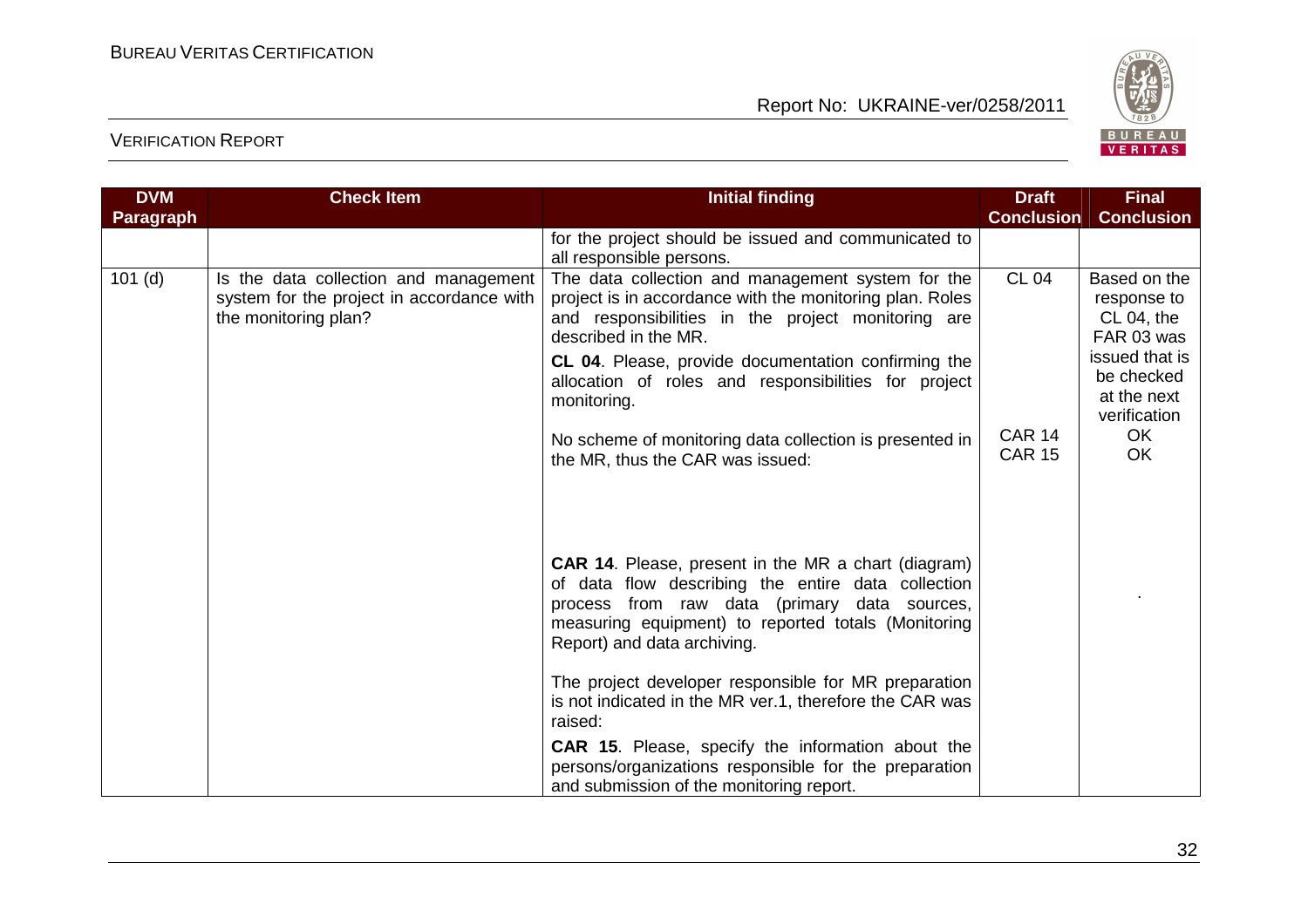| DVM Paragraph | Check Item | Initial finding | Draft Conclusion | Final Conclusion |
|---|---|---|---|---|
| | | for the project should be issued and communicated to all responsible persons. | | |
| 101 (d) | Is the data collection and management system for the project in accordance with the monitoring plan? | The data collection and management system for the project is in accordance with the monitoring plan. Roles and responsibilities in the project monitoring are described in the MR.<br><br>**CL 04**. Please, provide documentation confirming the allocation of roles and responsibilities for project monitoring. | CL 04 | Based on the response to CL 04, the FAR 03 was issued that is be checked at the next verification |
| | | No scheme of monitoring data collection is presented in the MR, thus the CAR was issued:<br><br>**CAR 14**. Please, present in the MR a chart (diagram) of data flow describing the entire data collection process from raw data (primary data sources, measuring equipment) to reported totals (Monitoring Report) and data archiving.<br><br>The project developer responsible for MR preparation is not indicated in the MR ver.1, therefore the CAR was raised:<br><br>**CAR 15**. Please, specify the information about the persons/organizations responsible for the preparation and submission of the monitoring report. | CAR 14<br>CAR 15 | OK<br>OK<br><br>. |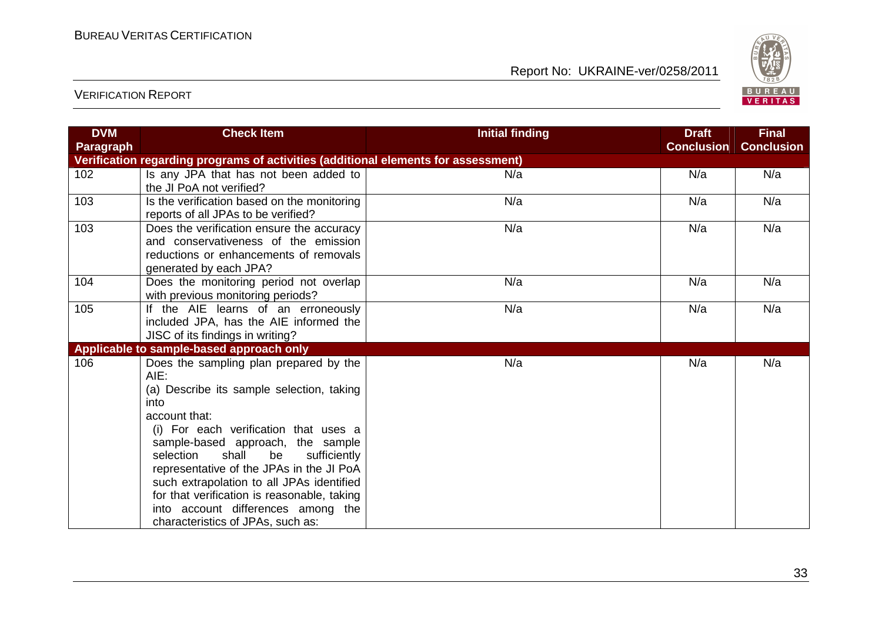| DVM Paragraph | Check Item | Initial finding | Draft Conclusion | Final Conclusion |
|---|---|---|---|---|
| **Verification regarding programs of activities (additional elements for assessment)** | | | | |
| 102 | Is any JPA that has not been added to the JI PoA not verified? | N/a | N/a | N/a |
| 103 | Is the verification based on the monitoring reports of all JPAs to be verified? | N/a | N/a | N/a |
| 103 | Does the verification ensure the accuracy and conservativeness of the emission reductions or enhancements of removals generated by each JPA? | N/a | N/a | N/a |
| 104 | Does the monitoring period not overlap with previous monitoring periods? | N/a | N/a | N/a |
| 105 | If the AIE learns of an erroneously included JPA, has the AIE informed the JISC of its findings in writing? | N/a | N/a | N/a |
| **Applicable to sample-based approach only** | | | | |
| 106 | Does the sampling plan prepared by the AIE:<br>(a) Describe its sample selection, taking into account that:<br>(i) For each verification that uses a sample-based approach, the sample selection shall be sufficiently representative of the JPAs in the JI PoA such extrapolation to all JPAs identified for that verification is reasonable, taking into account differences among the characteristics of JPAs, such as: | N/a | N/a | N/a |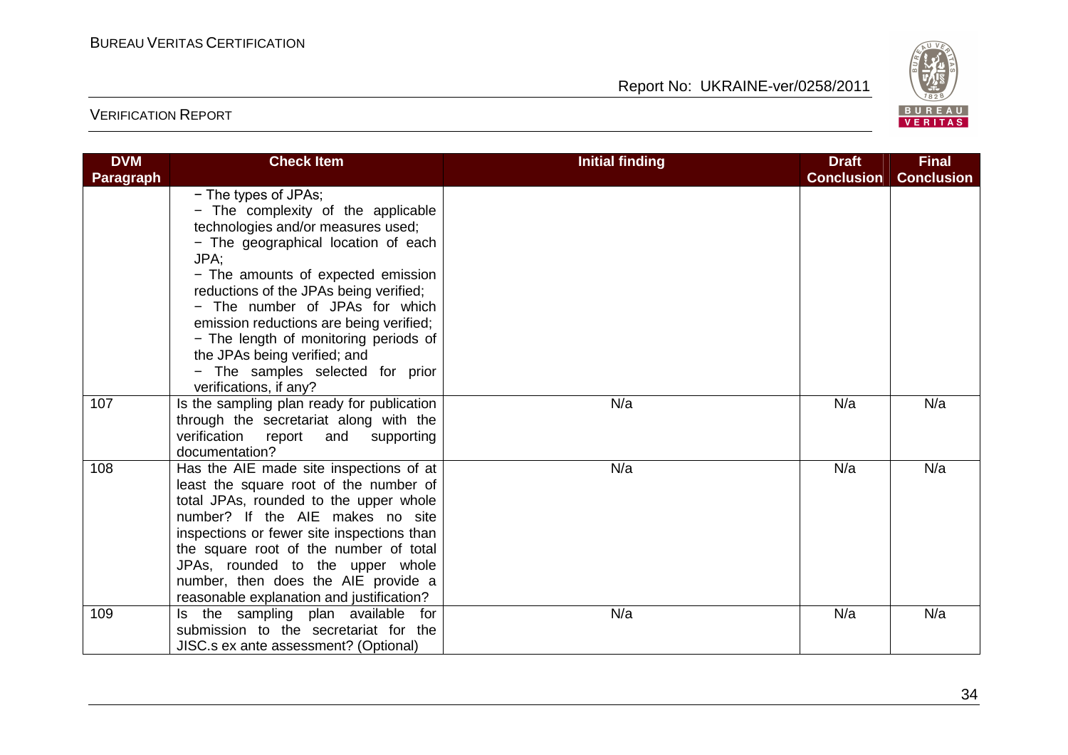| DVM Paragraph | Check Item | Initial finding | Draft Conclusion | Final Conclusion |
|---|---|---|---|---|
| | − The types of JPAs;<br>− The complexity of the applicable technologies and/or measures used;<br>− The geographical location of each JPA;<br>− The amounts of expected emission reductions of the JPAs being verified;<br>− The number of JPAs for which emission reductions are being verified;<br>− The length of monitoring periods of the JPAs being verified; and<br>− The samples selected for prior verifications, if any? | | | |
| 107 | Is the sampling plan ready for publication through the secretariat along with the verification report and supporting documentation? | N/a | N/a | N/a |
| 108 | Has the AIE made site inspections of at least the square root of the number of total JPAs, rounded to the upper whole number? If the AIE makes no site inspections or fewer site inspections than the square root of the number of total JPAs, rounded to the upper whole number, then does the AIE provide a reasonable explanation and justification? | N/a | N/a | N/a |
| 109 | Is the sampling plan available for submission to the secretariat for the JISC.s ex ante assessment? (Optional) | N/a | N/a | N/a |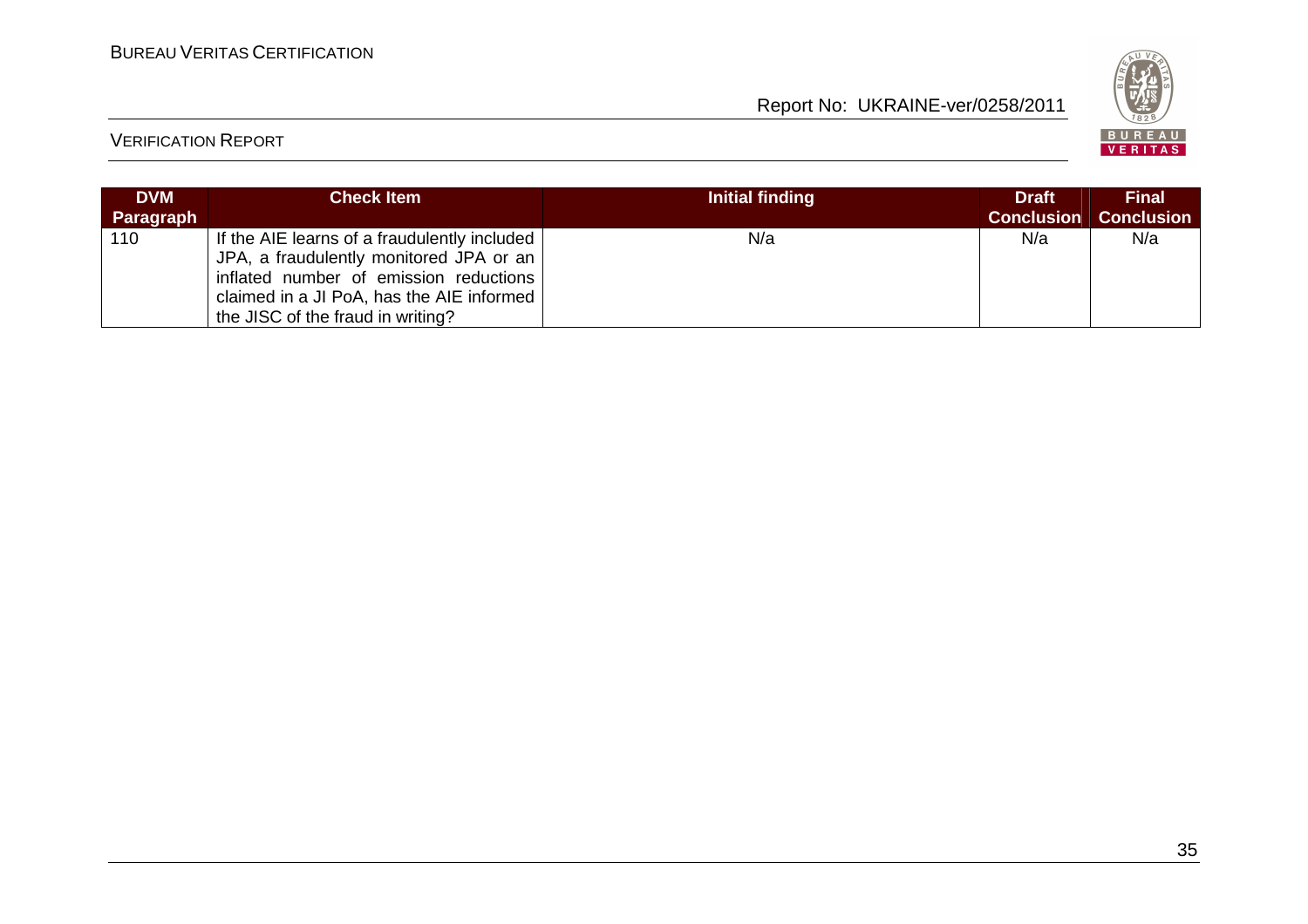| DVM Paragraph | Check Item | Initial finding | Draft Conclusion | Final Conclusion |
|---|---|---|---|---|
| 110 | If the AIE learns of a fraudulently included JPA, a fraudulently monitored JPA or an inflated number of emission reductions claimed in a JI PoA, has the AIE informed the JISC of the fraud in writing? | N/a | N/a | N/a |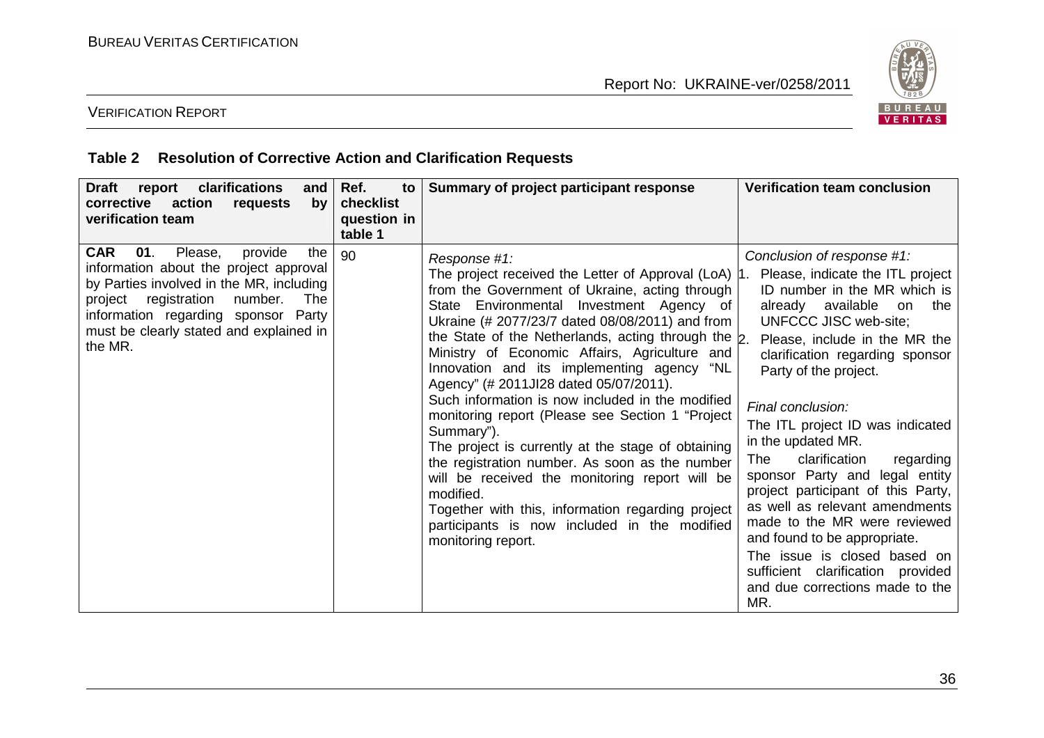## Table 2 Resolution of Corrective Action and Clarification Requests

| Draft report clarifications and corrective action requests by verification team | Ref. to checklist question in table 1 | Summary of project participant response | Verification team conclusion |
|---|---|---|---|
| **CAR 01**. Please, provide the information about the project approval by Parties involved in the MR, including project registration number. The information regarding sponsor Party must be clearly stated and explained in the MR. | 90 | *Response #1:*<br>The project received the Letter of Approval (LoA) from the Government of Ukraine, acting through State Environmental Investment Agency of Ukraine (# 2077/23/7 dated 08/08/2011) and from the State of the Netherlands, acting through the Ministry of Economic Affairs, Agriculture and Innovation and its implementing agency "NL Agency" (# 2011JI28 dated 05/07/2011).<br>Such information is now included in the modified monitoring report (Please see Section 1 "Project Summary").<br>The project is currently at the stage of obtaining the registration number. As soon as the number will be received the monitoring report will be modified.<br>Together with this, information regarding project participants is now included in the modified monitoring report. | *Conclusion of response #1:*<br>1. Please, indicate the ITL project ID number in the MR which is already available on the UNFCCC JISC web-site;<br>2. Please, include in the MR the clarification regarding sponsor Party of the project.<br><br>*Final conclusion:*<br>The ITL project ID was indicated in the updated MR.<br>The clarification regarding sponsor Party and legal entity project participant of this Party, as well as relevant amendments made to the MR were reviewed and found to be appropriate.<br>The issue is closed based on sufficient clarification provided and due corrections made to the MR. |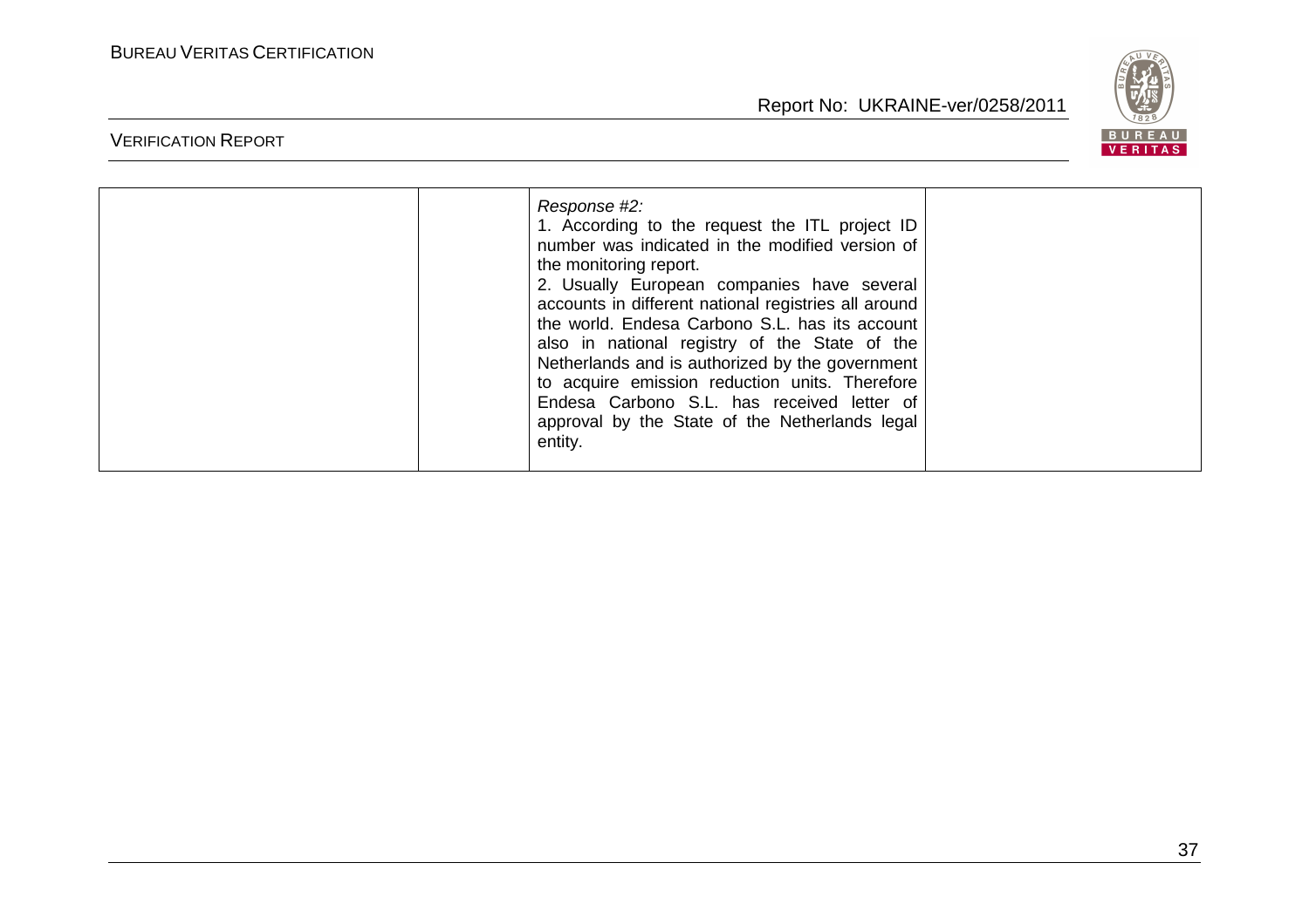|  |  | *Response #2:*<br>1. According to the request the ITL project ID number was indicated in the modified version of the monitoring report.<br>2. Usually European companies have several accounts in different national registries all around the world. Endesa Carbono S.L. has its account also in national registry of the State of the Netherlands and is authorized by the government to acquire emission reduction units. Therefore Endesa Carbono S.L. has received letter of approval by the State of the Netherlands legal entity. |  |
|---|---|---|---|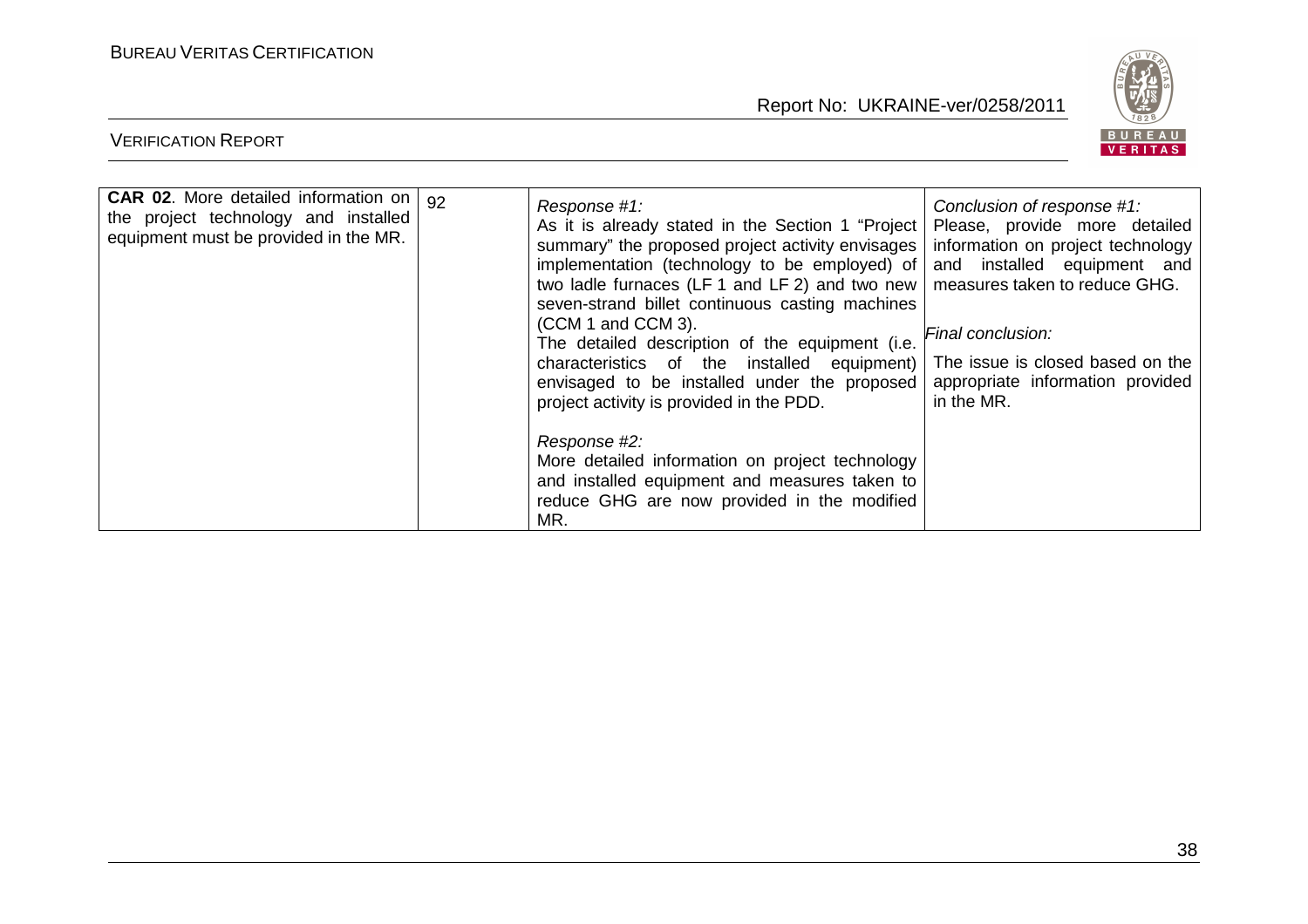| **CAR 02**. More detailed information on the project technology and installed equipment must be provided in the MR. | 92 | *Response #1:*<br>As it is already stated in the Section 1 "Project summary" the proposed project activity envisages implementation (technology to be employed) of two ladle furnaces (LF 1 and LF 2) and two new seven-strand billet continuous casting machines (CCM 1 and CCM 3).<br>The detailed description of the equipment (i.e. characteristics of the installed equipment) envisaged to be installed under the proposed project activity is provided in the PDD.<br><br>*Response #2:*<br>More detailed information on project technology and installed equipment and measures taken to reduce GHG are now provided in the modified MR. | *Conclusion of response #1:*<br>Please, provide more detailed information on project technology and installed equipment and measures taken to reduce GHG.<br><br>*Final conclusion:*<br>The issue is closed based on the appropriate information provided in the MR. |
|---|---|---|---|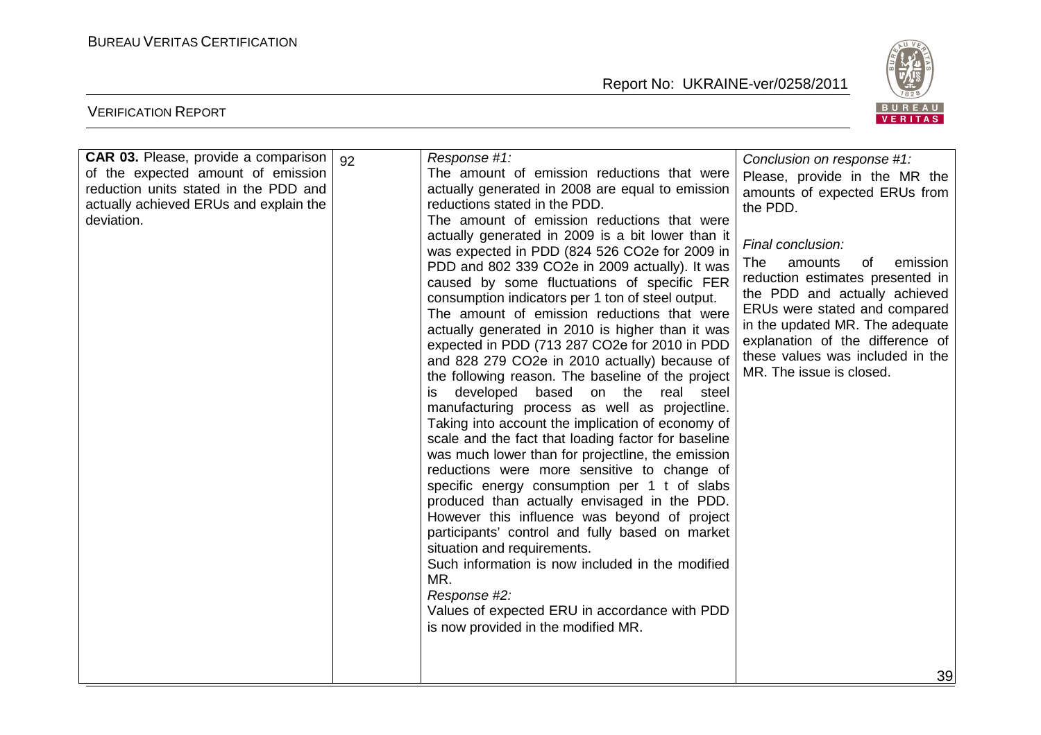| **CAR 03.** Please, provide a comparison of the expected amount of emission reduction units stated in the PDD and actually achieved ERUs and explain the deviation. | 92 | *Response #1:*<br>The amount of emission reductions that were actually generated in 2008 are equal to emission reductions stated in the PDD.<br>The amount of emission reductions that were actually generated in 2009 is a bit lower than it was expected in PDD (824 526 CO2e for 2009 in PDD and 802 339 CO2e in 2009 actually). It was caused by some fluctuations of specific FER consumption indicators per 1 ton of steel output.<br>The amount of emission reductions that were actually generated in 2010 is higher than it was expected in PDD (713 287 CO2e for 2010 in PDD and 828 279 CO2e in 2010 actually) because of the following reason. The baseline of the project is developed based on the real steel manufacturing process as well as projectline. Taking into account the implication of economy of scale and the fact that loading factor for baseline was much lower than for projectline, the emission reductions were more sensitive to change of specific energy consumption per 1 t of slabs produced than actually envisaged in the PDD. However this influence was beyond of project participants' control and fully based on market situation and requirements.<br>Such information is now included in the modified MR.<br>*Response #2:*<br>Values of expected ERU in accordance with PDD is now provided in the modified MR. | *Conclusion on response #1:*<br>Please, provide in the MR the amounts of expected ERUs from the PDD.<br><br>*Final conclusion:*<br>The amounts of emission reduction estimates presented in the PDD and actually achieved ERUs were stated and compared in the updated MR. The adequate explanation of the difference of these values was included in the MR. The issue is closed. |
|---|---|---|---|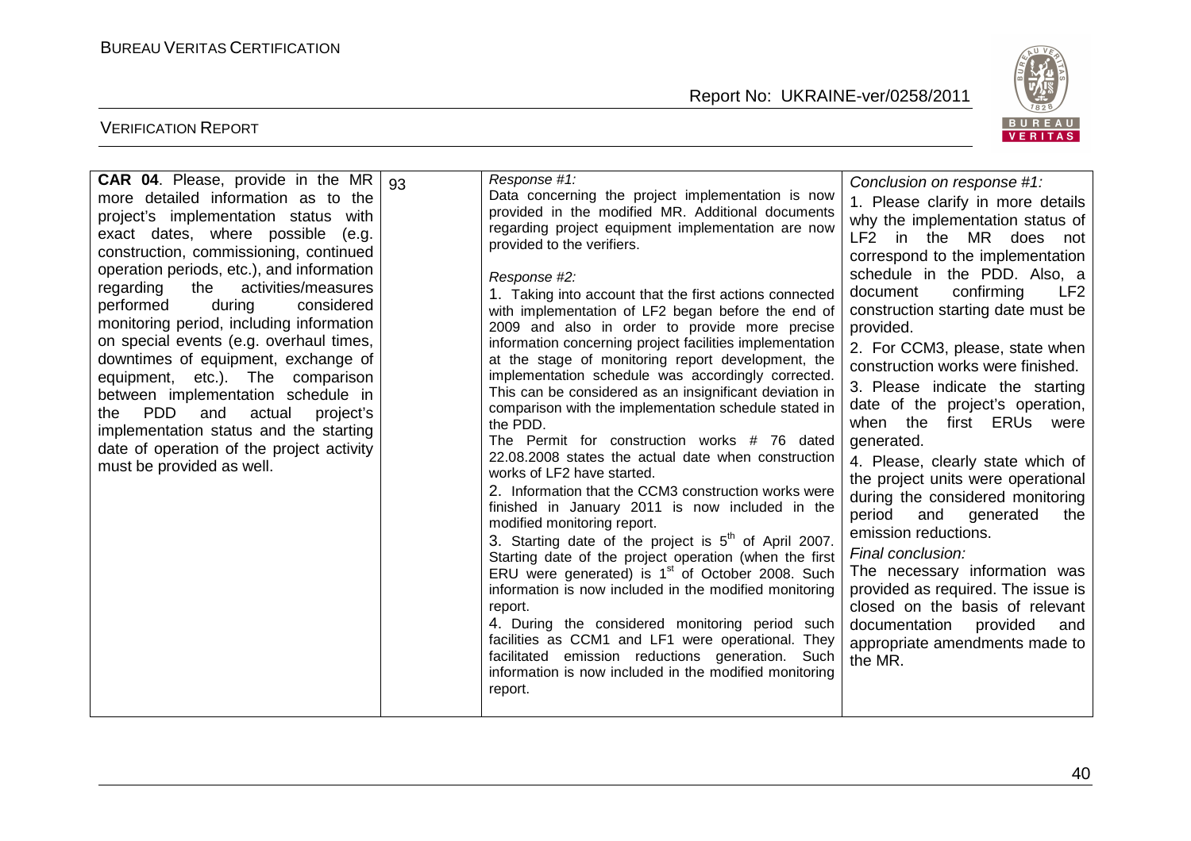| **CAR 04**. Please, provide in the MR more detailed information as to the project's implementation status with exact dates, where possible (e.g. construction, commissioning, continued operation periods, etc.), and information regarding the activities/measures performed during considered monitoring period, including information on special events (e.g. overhaul times, downtimes of equipment, exchange of equipment, etc.). The comparison between implementation schedule in the PDD and actual project's implementation status and the starting date of operation of the project activity must be provided as well. | 93 | *Response #1:*<br>Data concerning the project implementation is now provided in the modified MR. Additional documents regarding project equipment implementation are now provided to the verifiers.<br><br>*Response #2:*<br>1. Taking into account that the first actions connected with implementation of LF2 began before the end of 2009 and also in order to provide more precise information concerning project facilities implementation at the stage of monitoring report development, the implementation schedule was accordingly corrected. This can be considered as an insignificant deviation in comparison with the implementation schedule stated in the PDD.<br>The Permit for construction works # 76 dated 22.08.2008 states the actual date when construction works of LF2 have started.<br>2. Information that the CCM3 construction works were finished in January 2011 is now included in the modified monitoring report.<br>3. Starting date of the project is 5th of April 2007. Starting date of the project operation (when the first ERU were generated) is 1st of October 2008. Such information is now included in the modified monitoring report.<br>4. During the considered monitoring period such facilities as CCM1 and LF1 were operational. They facilitated emission reductions generation. Such information is now included in the modified monitoring report. | *Conclusion on response #1:*<br>1. Please clarify in more details why the implementation status of LF2 in the MR does not correspond to the implementation schedule in the PDD. Also, a document confirming LF2 construction starting date must be provided.<br>2. For CCM3, please, state when construction works were finished.<br>3. Please indicate the starting date of the project's operation, when the first ERUs were generated.<br>4. Please, clearly state which of the project units were operational during the considered monitoring period and generated the emission reductions.<br>*Final conclusion:*<br>The necessary information was provided as required. The issue is closed on the basis of relevant documentation provided and appropriate amendments made to the MR. |
|---|---|---|---|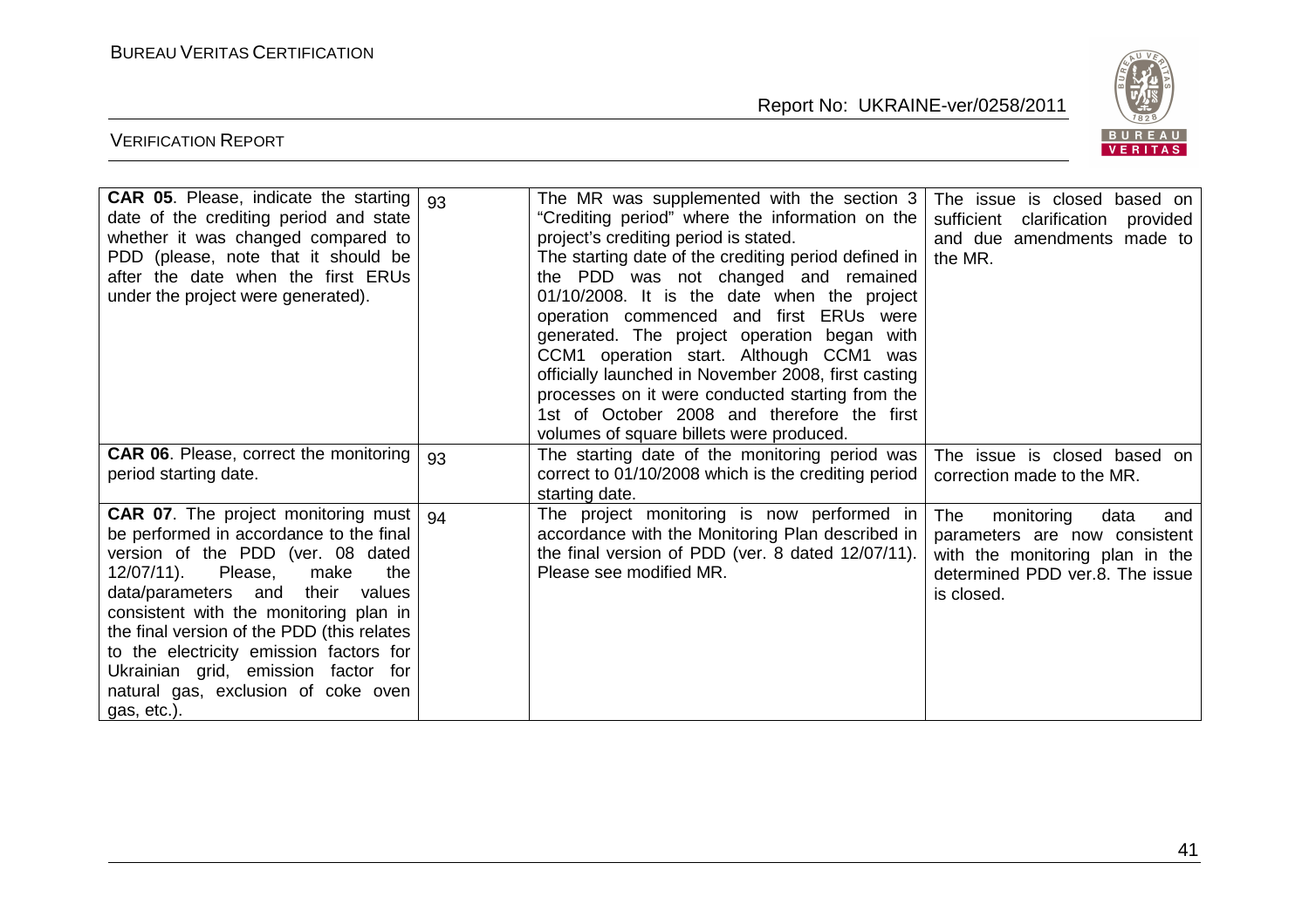| **CAR 05**. Please, indicate the starting date of the crediting period and state whether it was changed compared to PDD (please, note that it should be after the date when the first ERUs under the project were generated). | 93 | The MR was supplemented with the section 3 "Crediting period" where the information on the project's crediting period is stated. The starting date of the crediting period defined in the PDD was not changed and remained 01/10/2008. It is the date when the project operation commenced and first ERUs were generated. The project operation began with CCM1 operation start. Although CCM1 was officially launched in November 2008, first casting processes on it were conducted starting from the 1st of October 2008 and therefore the first volumes of square billets were produced. | The issue is closed based on sufficient clarification provided and due amendments made to the MR. |
|---|---|---|---|
| **CAR 06**. Please, correct the monitoring period starting date. | 93 | The starting date of the monitoring period was correct to 01/10/2008 which is the crediting period starting date. | The issue is closed based on correction made to the MR. |
| **CAR 07**. The project monitoring must be performed in accordance to the final version of the PDD (ver. 08 dated 12/07/11). Please, make the data/parameters and their values consistent with the monitoring plan in the final version of the PDD (this relates to the electricity emission factors for Ukrainian grid, emission factor for natural gas, exclusion of coke oven gas, etc.). | 94 | The project monitoring is now performed in accordance with the Monitoring Plan described in the final version of PDD (ver. 8 dated 12/07/11). Please see modified MR. | The monitoring data and parameters are now consistent with the monitoring plan in the determined PDD ver.8. The issue is closed. |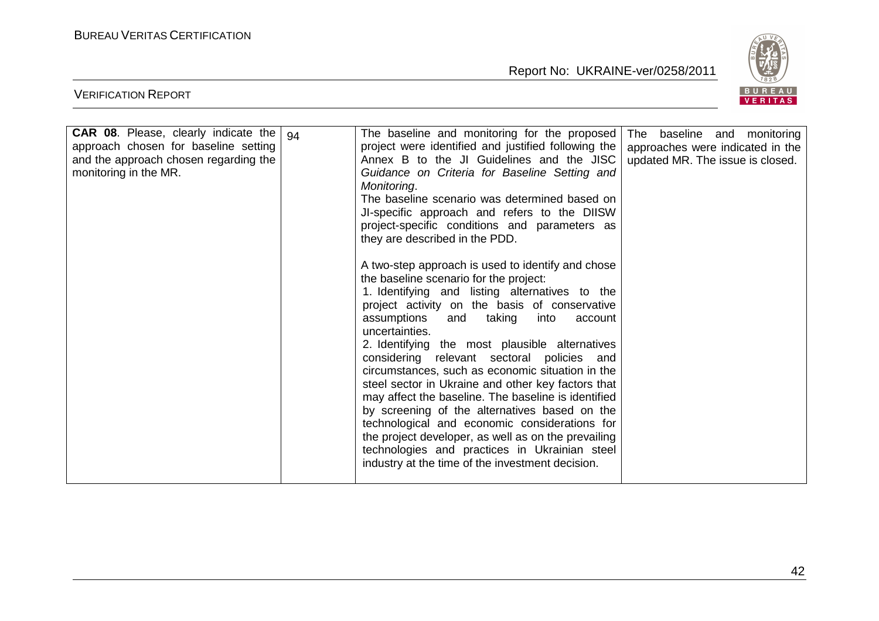| **CAR 08**. Please, clearly indicate the approach chosen for baseline setting and the approach chosen regarding the monitoring in the MR. | 94 | The baseline and monitoring for the proposed project were identified and justified following the Annex B to the JI Guidelines and the JISC *Guidance on Criteria for Baseline Setting and Monitoring*.<br>The baseline scenario was determined based on JI-specific approach and refers to the DIISW project-specific conditions and parameters as they are described in the PDD.<br><br>A two-step approach is used to identify and chose the baseline scenario for the project:<br>1. Identifying and listing alternatives to the project activity on the basis of conservative assumptions and taking into account uncertainties.<br>2. Identifying the most plausible alternatives considering relevant sectoral policies and circumstances, such as economic situation in the steel sector in Ukraine and other key factors that may affect the baseline. The baseline is identified by screening of the alternatives based on the technological and economic considerations for the project developer, as well as on the prevailing technologies and practices in Ukrainian steel industry at the time of the investment decision. | The baseline and monitoring approaches were indicated in the updated MR. The issue is closed. |
|---|---|---|---|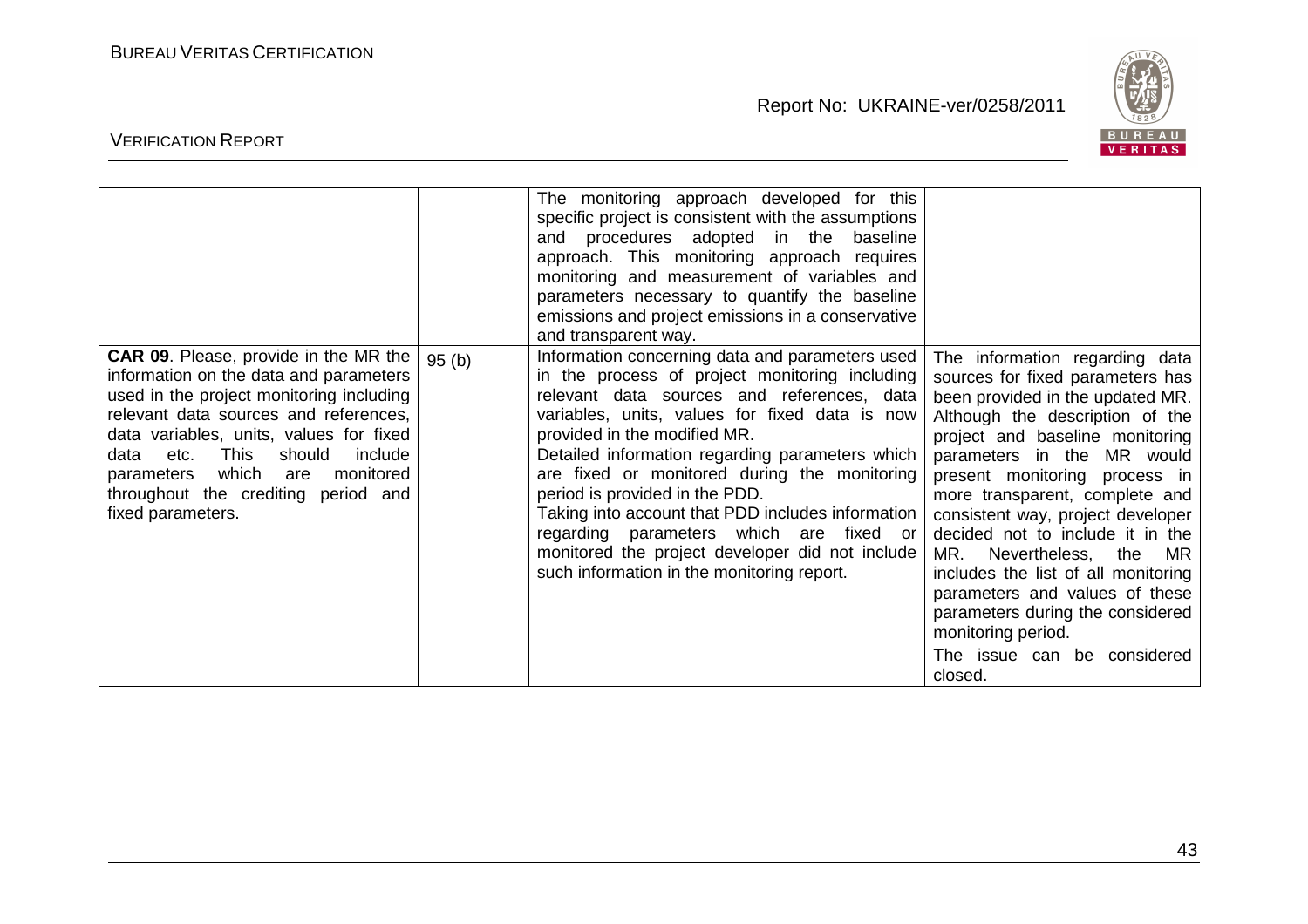| | | | |
|---|---|---|---|
| | | The monitoring approach developed for this specific project is consistent with the assumptions and procedures adopted in the baseline approach. This monitoring approach requires monitoring and measurement of variables and parameters necessary to quantify the baseline emissions and project emissions in a conservative and transparent way. | |
| **CAR 09**. Please, provide in the MR the information on the data and parameters used in the project monitoring including relevant data sources and references, data variables, units, values for fixed data etc. This should include parameters which are monitored throughout the crediting period and fixed parameters. | 95 (b) | Information concerning data and parameters used in the process of project monitoring including relevant data sources and references, data variables, units, values for fixed data is now provided in the modified MR.<br>Detailed information regarding parameters which are fixed or monitored during the monitoring period is provided in the PDD.<br>Taking into account that PDD includes information regarding parameters which are fixed or monitored the project developer did not include such information in the monitoring report. | The information regarding data sources for fixed parameters has been provided in the updated MR. Although the description of the project and baseline monitoring parameters in the MR would present monitoring process in more transparent, complete and consistent way, project developer decided not to include it in the MR. Nevertheless, the MR includes the list of all monitoring parameters and values of these parameters during the considered monitoring period.<br>The issue can be considered closed. |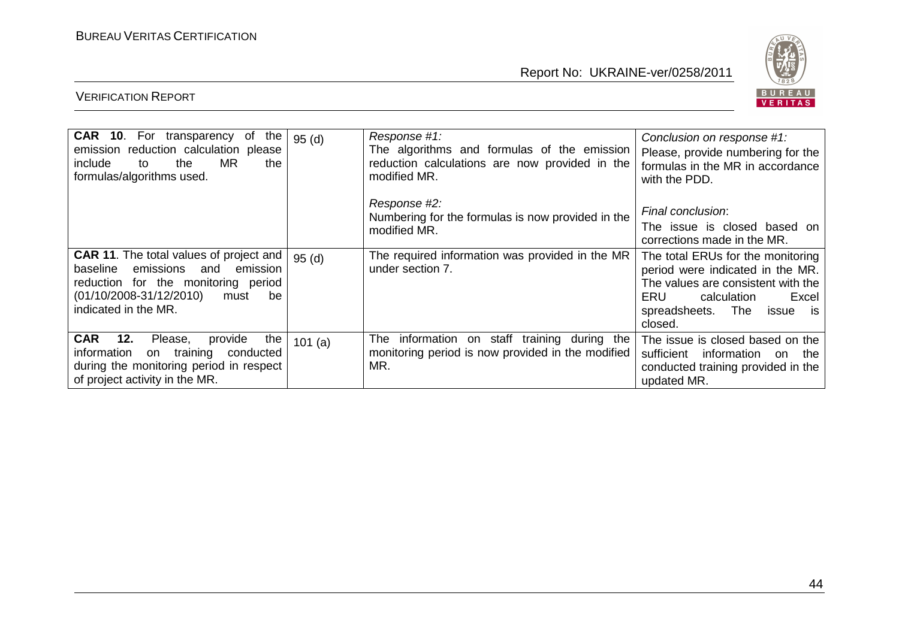| **CAR 10**. For transparency of the emission reduction calculation please include to the MR the formulas/algorithms used. | 95 (d) | *Response #1:* The algorithms and formulas of the emission reduction calculations are now provided in the modified MR.<br><br>*Response #2:* Numbering for the formulas is now provided in the modified MR. | *Conclusion on response #1:* Please, provide numbering for the formulas in the MR in accordance with the PDD.<br><br>*Final conclusion*: The issue is closed based on corrections made in the MR. |
|---|---|---|---|
| **CAR 11**. The total values of project and baseline emissions and emission reduction for the monitoring period (01/10/2008-31/12/2010) must be indicated in the MR. | 95 (d) | The required information was provided in the MR under section 7. | The total ERUs for the monitoring period were indicated in the MR. The values are consistent with the ERU calculation Excel spreadsheets. The issue is closed. |
| **CAR 12.** Please, provide the information on training conducted during the monitoring period in respect of project activity in the MR. | 101 (a) | The information on staff training during the monitoring period is now provided in the modified MR. | The issue is closed based on the sufficient information on the conducted training provided in the updated MR. |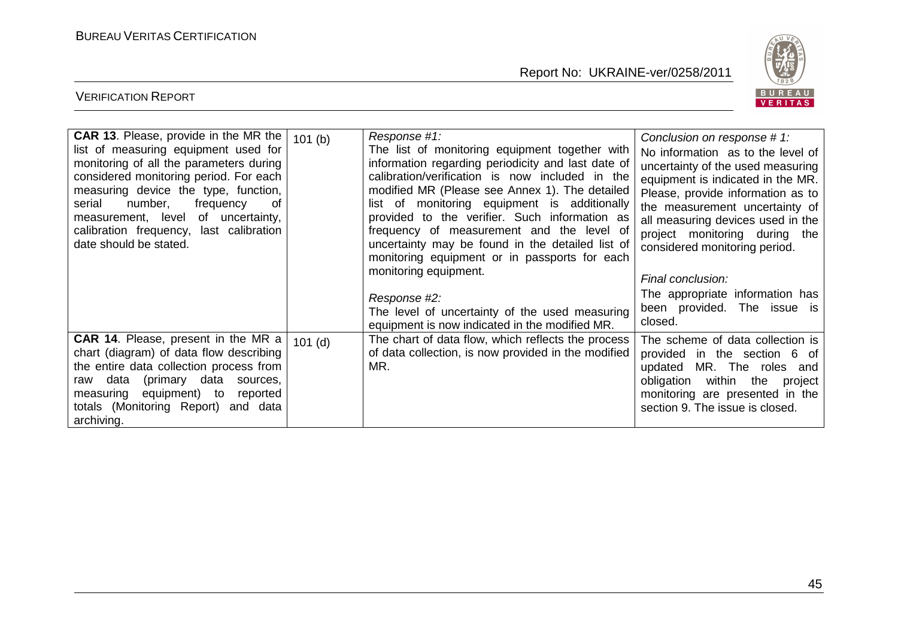| | | | |
|---|---|---|---|
| **CAR 13**. Please, provide in the MR the list of measuring equipment used for monitoring of all the parameters during considered monitoring period. For each measuring device the type, function, serial number, frequency of measurement, level of uncertainty, calibration frequency, last calibration date should be stated. | 101 (b) | *Response #1:*<br>The list of monitoring equipment together with information regarding periodicity and last date of calibration/verification is now included in the modified MR (Please see Annex 1). The detailed list of monitoring equipment is additionally provided to the verifier. Such information as frequency of measurement and the level of uncertainty may be found in the detailed list of monitoring equipment or in passports for each monitoring equipment.<br><br>*Response #2:*<br>The level of uncertainty of the used measuring equipment is now indicated in the modified MR. | *Conclusion on response # 1:*<br>No information as to the level of uncertainty of the used measuring equipment is indicated in the MR. Please, provide information as to the measurement uncertainty of all measuring devices used in the project monitoring during the considered monitoring period.<br><br>*Final conclusion:*<br>The appropriate information has been provided. The issue is closed. |
| **CAR 14**. Please, present in the MR a chart (diagram) of data flow describing the entire data collection process from raw data (primary data sources, measuring equipment) to reported totals (Monitoring Report) and data archiving. | 101 (d) | The chart of data flow, which reflects the process of data collection, is now provided in the modified MR. | The scheme of data collection is provided in the section 6 of updated MR. The roles and obligation within the project monitoring are presented in the section 9. The issue is closed. |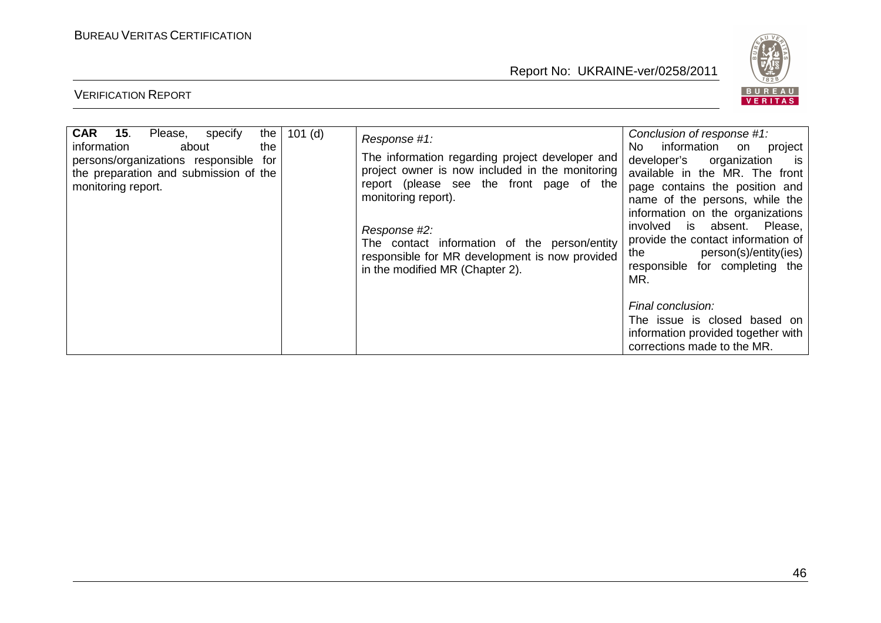| | | | |
|---|---|---|---|
| **CAR 15**. Please, specify the information about the persons/organizations responsible for the preparation and submission of the monitoring report. | 101 (d) | *Response #1:*<br>The information regarding project developer and project owner is now included in the monitoring report (please see the front page of the monitoring report).<br><br>*Response #2:*<br>The contact information of the person/entity responsible for MR development is now provided in the modified MR (Chapter 2). | *Conclusion of response #1:*<br>No information on project developer's organization is available in the MR. The front page contains the position and name of the persons, while the information on the organizations involved is absent. Please, provide the contact information of the person(s)/entity(ies) responsible for completing the MR.<br><br>*Final conclusion:*<br>The issue is closed based on information provided together with corrections made to the MR. |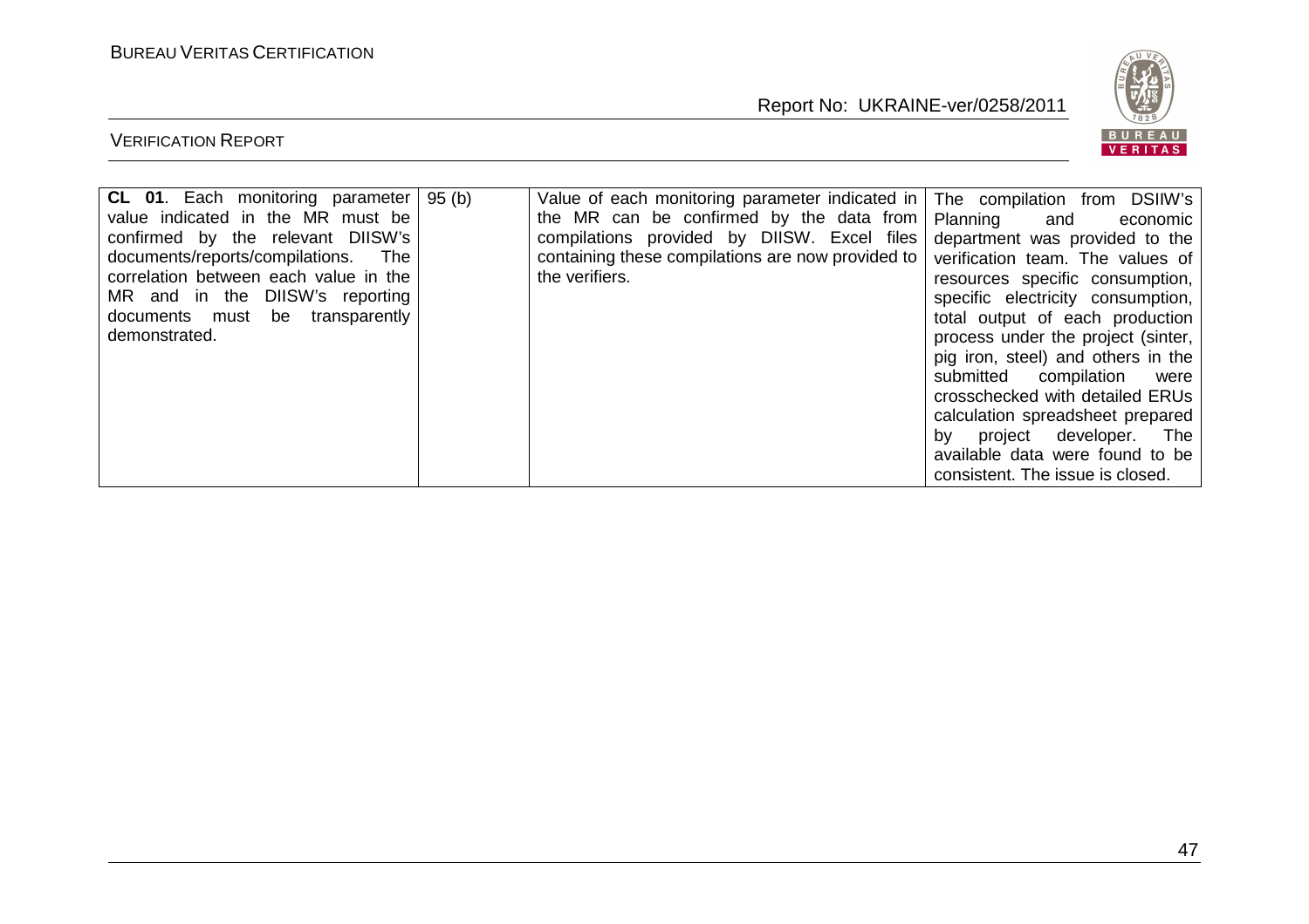| **CL 01**. Each monitoring parameter value indicated in the MR must be confirmed by the relevant DIISW's documents/reports/compilations. The correlation between each value in the MR and in the DIISW's reporting documents must be transparently demonstrated. | 95 (b) | Value of each monitoring parameter indicated in the MR can be confirmed by the data from compilations provided by DIISW. Excel files containing these compilations are now provided to the verifiers. | The compilation from DSIIW's Planning and economic department was provided to the verification team. The values of resources specific consumption, specific electricity consumption, total output of each production process under the project (sinter, pig iron, steel) and others in the submitted compilation were crosschecked with detailed ERUs calculation spreadsheet prepared by project developer. The available data were found to be consistent. The issue is closed. |
|---|---|---|---|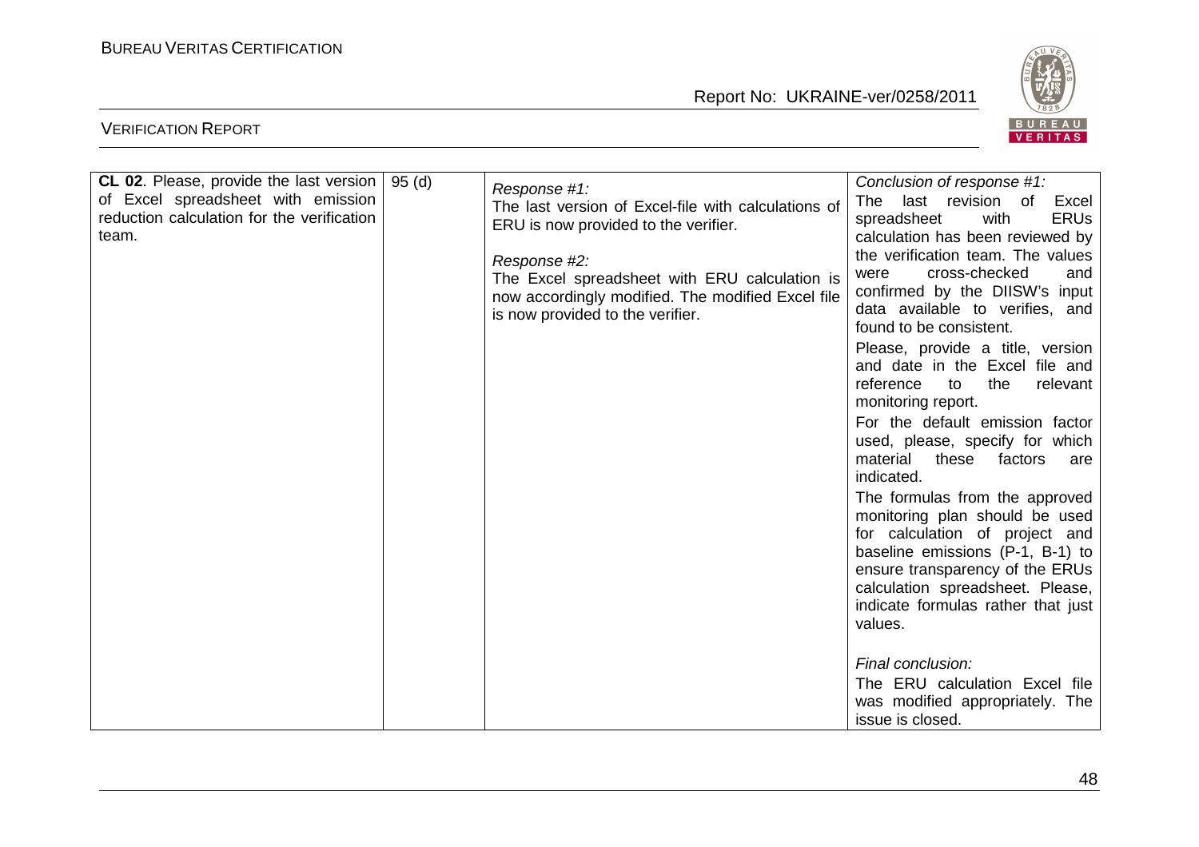| CL 02. Please, provide the last version of Excel spreadsheet with emission reduction calculation for the verification team. | 95 (d) | *Response #1:*<br>The last version of Excel-file with calculations of ERU is now provided to the verifier.<br><br>*Response #2:*<br>The Excel spreadsheet with ERU calculation is now accordingly modified. The modified Excel file is now provided to the verifier. | *Conclusion of response #1:*<br>The last revision of Excel spreadsheet with ERUs calculation has been reviewed by the verification team. The values were cross-checked and confirmed by the DIISW's input data available to verifies, and found to be consistent.<br>Please, provide a title, version and date in the Excel file and reference to the relevant monitoring report.<br>For the default emission factor used, please, specify for which material these factors are indicated.<br>The formulas from the approved monitoring plan should be used for calculation of project and baseline emissions (P-1, B-1) to ensure transparency of the ERUs calculation spreadsheet. Please, indicate formulas rather that just values.<br><br>*Final conclusion:*<br>The ERU calculation Excel file was modified appropriately. The issue is closed. |
|---|---|---|---|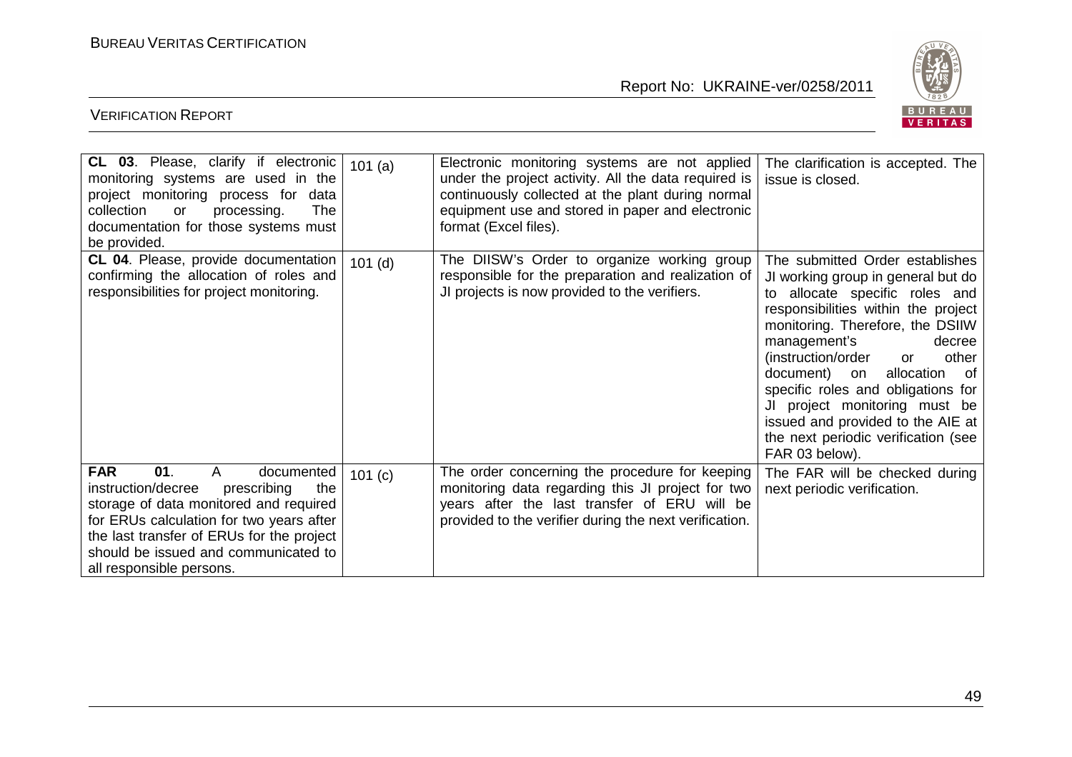| **CL 03**. Please, clarify if electronic monitoring systems are used in the project monitoring process for data collection or processing. The documentation for those systems must be provided. | 101 (a) | Electronic monitoring systems are not applied under the project activity. All the data required is continuously collected at the plant during normal equipment use and stored in paper and electronic format (Excel files). | The clarification is accepted. The issue is closed. |
|---|---|---|---|
| **CL 04**. Please, provide documentation confirming the allocation of roles and responsibilities for project monitoring. | 101 (d) | The DIISW's Order to organize working group responsible for the preparation and realization of JI projects is now provided to the verifiers. | The submitted Order establishes JI working group in general but do to allocate specific roles and responsibilities within the project monitoring. Therefore, the DSIIW management's decree (instruction/order or other document) on allocation of specific roles and obligations for JI project monitoring must be issued and provided to the AIE at the next periodic verification (see FAR 03 below). |
| **FAR 01**. A documented instruction/decree prescribing the storage of data monitored and required for ERUs calculation for two years after the last transfer of ERUs for the project should be issued and communicated to all responsible persons. | 101 (c) | The order concerning the procedure for keeping monitoring data regarding this JI project for two years after the last transfer of ERU will be provided to the verifier during the next verification. | The FAR will be checked during next periodic verification. |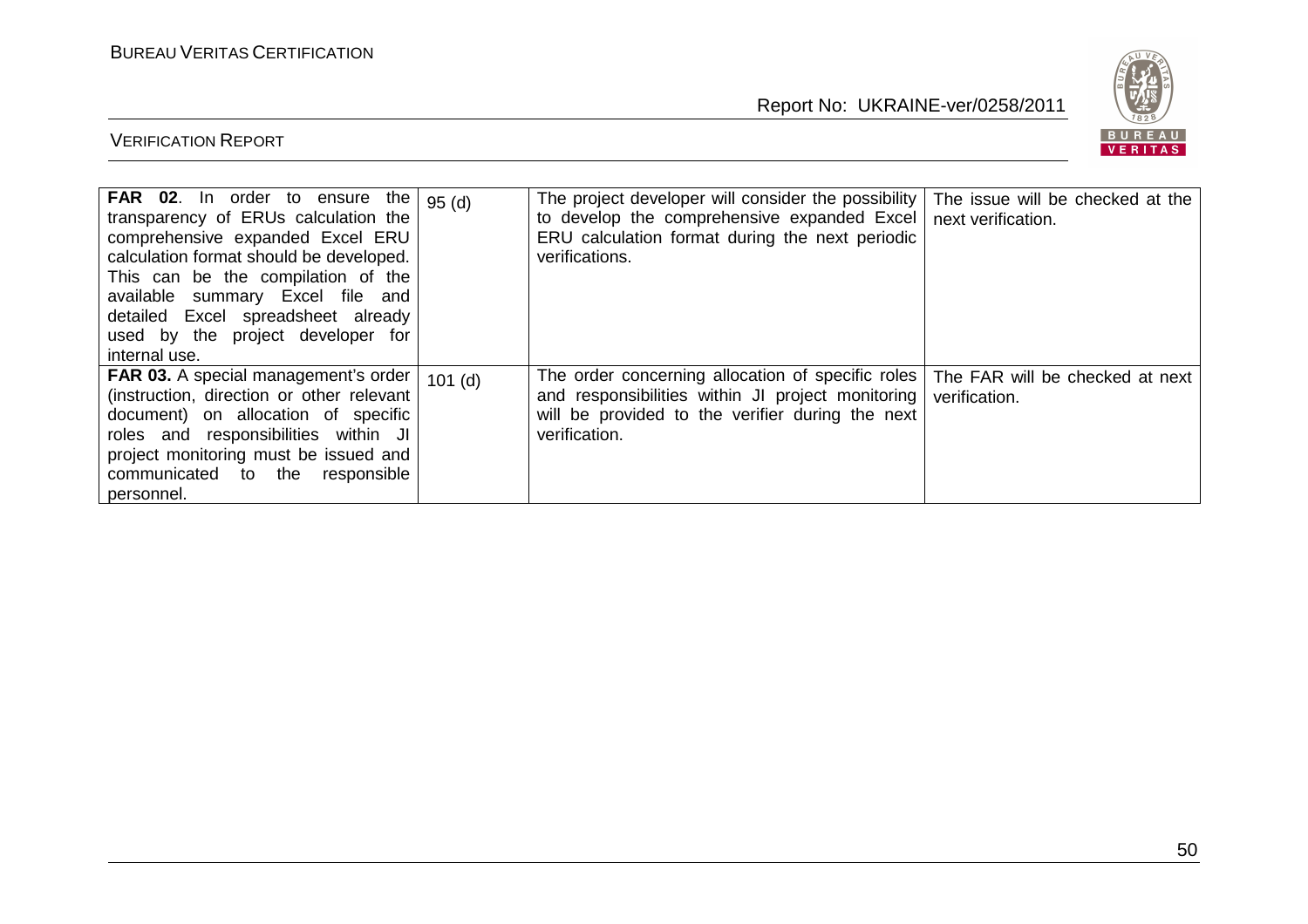| | | | |
|---|---|---|---|
| **FAR 02**. In order to ensure the transparency of ERUs calculation the comprehensive expanded Excel ERU calculation format should be developed. This can be the compilation of the available summary Excel file and detailed Excel spreadsheet already used by the project developer for internal use. | 95 (d) | The project developer will consider the possibility to develop the comprehensive expanded Excel ERU calculation format during the next periodic verifications. | The issue will be checked at the next verification. |
| **FAR 03.** A special management's order (instruction, direction or other relevant document) on allocation of specific roles and responsibilities within JI project monitoring must be issued and communicated to the responsible personnel. | 101 (d) | The order concerning allocation of specific roles and responsibilities within JI project monitoring will be provided to the verifier during the next verification. | The FAR will be checked at next verification. |